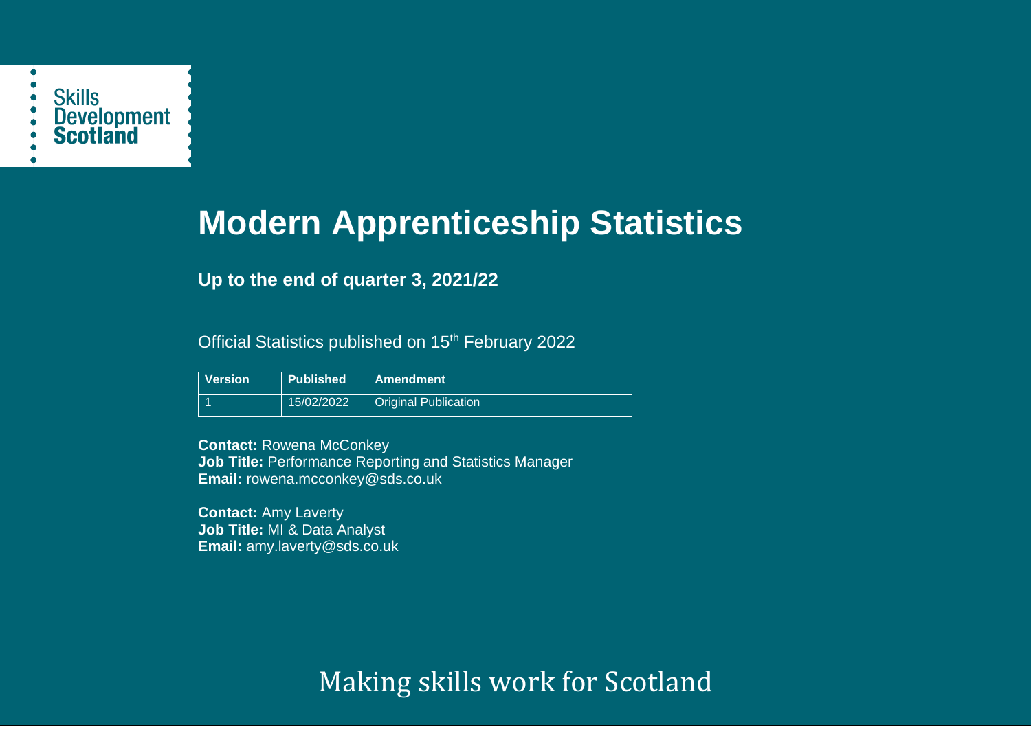Skills Development Scotland

# Modern Apprenticeship Statistics

**Up to the end of quarter 3, 2021/22**

Official Statistics published on 15th February 2022

| Version | Published | Amendment |
| --- | --- | --- |
| 1 | 15/02/2022 | Original Publication |

**Contact:** Rowena McConkey
**Job Title:** Performance Reporting and Statistics Manager
**Email:** rowena.mcconkey@sds.co.uk

**Contact:** Amy Laverty
**Job Title:** MI & Data Analyst
**Email:** amy.laverty@sds.co.uk

Making skills work for Scotland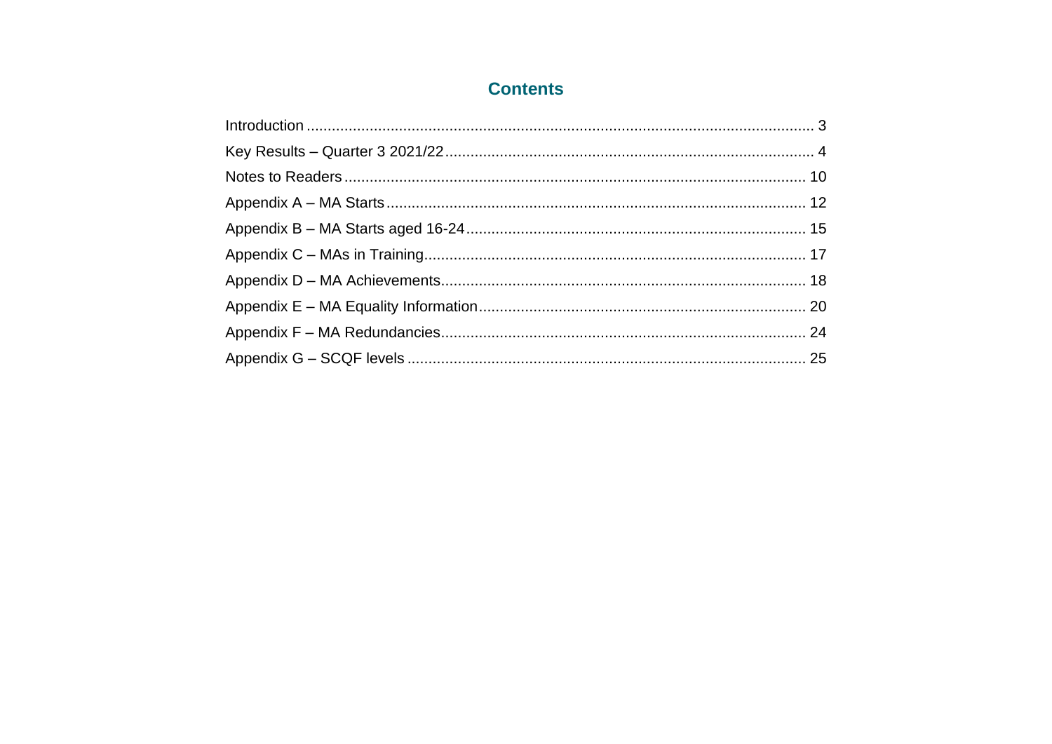# Contents

Introduction ..... 3

Key Results – Quarter 3 2021/22 ..... 4

Notes to Readers ..... 10

Appendix A – MA Starts ..... 12

Appendix B – MA Starts aged 16-24 ..... 15

Appendix C – MAs in Training ..... 17

Appendix D – MA Achievements ..... 18

Appendix E – MA Equality Information ..... 20

Appendix F – MA Redundancies ..... 24

Appendix G – SCQF levels ..... 25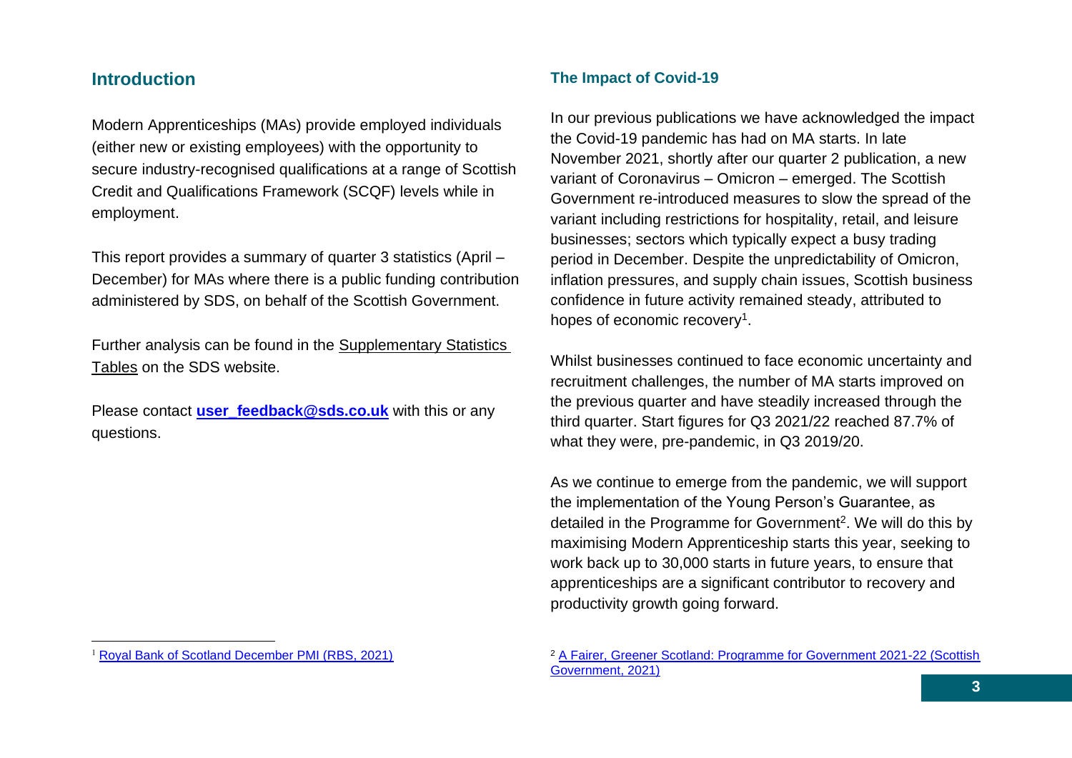## Introduction

Modern Apprenticeships (MAs) provide employed individuals (either new or existing employees) with the opportunity to secure industry-recognised qualifications at a range of Scottish Credit and Qualifications Framework (SCQF) levels while in employment.

This report provides a summary of quarter 3 statistics (April – December) for MAs where there is a public funding contribution administered by SDS, on behalf of the Scottish Government.

Further analysis can be found in the Supplementary Statistics Tables on the SDS website.

Please contact **user_feedback@sds.co.uk** with this or any questions.

### The Impact of Covid-19

In our previous publications we have acknowledged the impact the Covid-19 pandemic has had on MA starts. In late November 2021, shortly after our quarter 2 publication, a new variant of Coronavirus – Omicron – emerged. The Scottish Government re-introduced measures to slow the spread of the variant including restrictions for hospitality, retail, and leisure businesses; sectors which typically expect a busy trading period in December. Despite the unpredictability of Omicron, inflation pressures, and supply chain issues, Scottish business confidence in future activity remained steady, attributed to hopes of economic recovery[1].

Whilst businesses continued to face economic uncertainty and recruitment challenges, the number of MA starts improved on the previous quarter and have steadily increased through the third quarter. Start figures for Q3 2021/22 reached 87.7% of what they were, pre-pandemic, in Q3 2019/20.

As we continue to emerge from the pandemic, we will support the implementation of the Young Person's Guarantee, as detailed in the Programme for Government[2]. We will do this by maximising Modern Apprenticeship starts this year, seeking to work back up to 30,000 starts in future years, to ensure that apprenticeships are a significant contributor to recovery and productivity growth going forward.

[1] Royal Bank of Scotland December PMI (RBS, 2021)

[2] A Fairer, Greener Scotland: Programme for Government 2021-22 (Scottish Government, 2021)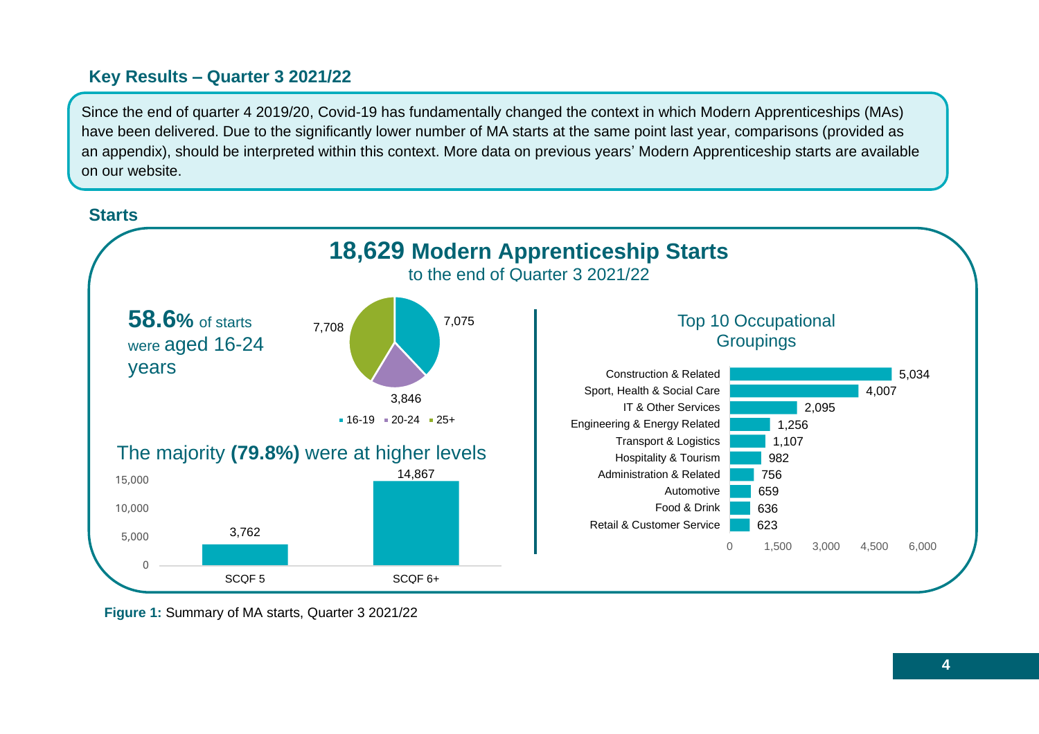## Key Results – Quarter 3 2021/22

Since the end of quarter 4 2019/20, Covid-19 has fundamentally changed the context in which Modern Apprenticeships (MAs) have been delivered. Due to the significantly lower number of MA starts at the same point last year, comparisons (provided as an appendix), should be interpreted within this context. More data on previous years' Modern Apprenticeship starts are available on our website.

### Starts

**18,629 Modern Apprenticeship Starts**
to the end of Quarter 3 2021/22

**58.6%** of starts were aged 16-24 years

| Age group | Starts |
|---|---|
| 16-19 | 7,075 |
| 20-24 | 3,846 |
| 25+ | 7,708 |

The majority **(79.8%)** were at higher levels

| Level | Starts |
|---|---|
| SCQF 5 | 3,762 |
| SCQF 6+ | 14,867 |

Top 10 Occupational Groupings

| Occupational Grouping | Starts |
|---|---|
| Construction & Related | 5,034 |
| Sport, Health & Social Care | 4,007 |
| IT & Other Services | 2,095 |
| Engineering & Energy Related | 1,256 |
| Transport & Logistics | 1,107 |
| Hospitality & Tourism | 982 |
| Administration & Related | 756 |
| Automotive | 659 |
| Food & Drink | 636 |
| Retail & Customer Service | 623 |

**Figure 1:** Summary of MA starts, Quarter 3 2021/22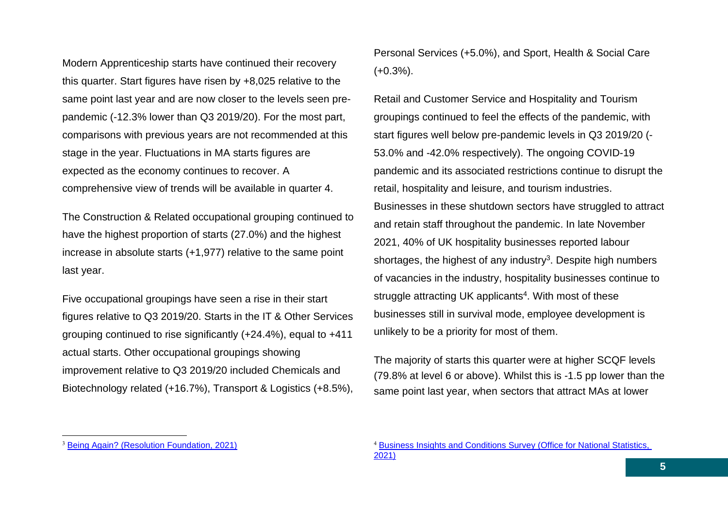Modern Apprenticeship starts have continued their recovery this quarter. Start figures have risen by +8,025 relative to the same point last year and are now closer to the levels seen pre-pandemic (-12.3% lower than Q3 2019/20). For the most part, comparisons with previous years are not recommended at this stage in the year. Fluctuations in MA starts figures are expected as the economy continues to recover. A comprehensive view of trends will be available in quarter 4.

The Construction & Related occupational grouping continued to have the highest proportion of starts (27.0%) and the highest increase in absolute starts (+1,977) relative to the same point last year.

Five occupational groupings have seen a rise in their start figures relative to Q3 2019/20. Starts in the IT & Other Services grouping continued to rise significantly (+24.4%), equal to +411 actual starts. Other occupational groupings showing improvement relative to Q3 2019/20 included Chemicals and Biotechnology related (+16.7%), Transport & Logistics (+8.5%), Personal Services (+5.0%), and Sport, Health & Social Care (+0.3%).

Retail and Customer Service and Hospitality and Tourism groupings continued to feel the effects of the pandemic, with start figures well below pre-pandemic levels in Q3 2019/20 (-53.0% and -42.0% respectively). The ongoing COVID-19 pandemic and its associated restrictions continue to disrupt the retail, hospitality and leisure, and tourism industries. Businesses in these shutdown sectors have struggled to attract and retain staff throughout the pandemic. In late November 2021, 40% of UK hospitality businesses reported labour shortages, the highest of any industry[3]. Despite high numbers of vacancies in the industry, hospitality businesses continue to struggle attracting UK applicants[4]. With most of these businesses still in survival mode, employee development is unlikely to be a priority for most of them.

The majority of starts this quarter were at higher SCQF levels (79.8% at level 6 or above). Whilst this is -1.5 pp lower than the same point last year, when sectors that attract MAs at lower

---

[3] Being Again? (Resolution Foundation, 2021)

[4] Business Insights and Conditions Survey (Office for National Statistics, 2021)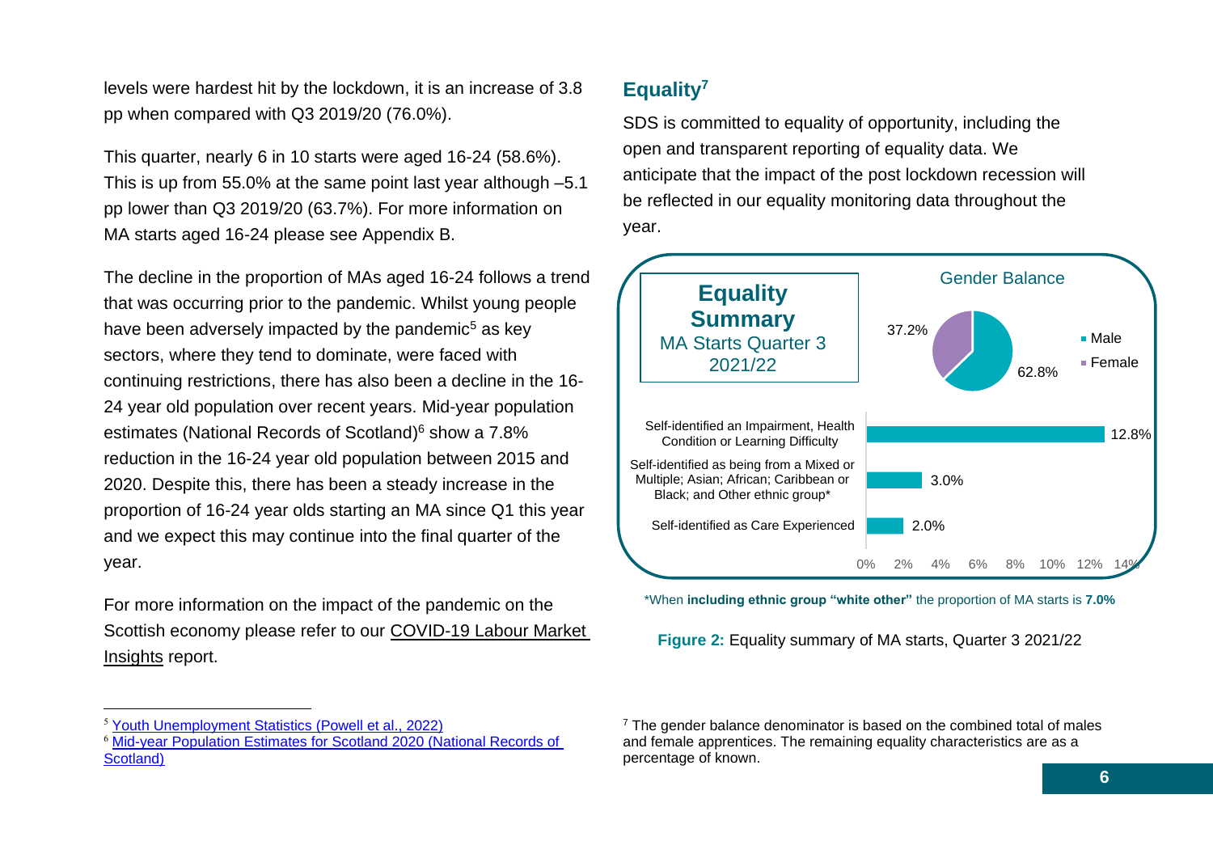levels were hardest hit by the lockdown, it is an increase of 3.8 pp when compared with Q3 2019/20 (76.0%).

This quarter, nearly 6 in 10 starts were aged 16-24 (58.6%). This is up from 55.0% at the same point last year although –5.1 pp lower than Q3 2019/20 (63.7%). For more information on MA starts aged 16-24 please see Appendix B.

The decline in the proportion of MAs aged 16-24 follows a trend that was occurring prior to the pandemic. Whilst young people have been adversely impacted by the pandemic[5] as key sectors, where they tend to dominate, were faced with continuing restrictions, there has also been a decline in the 16-24 year old population over recent years. Mid-year population estimates (National Records of Scotland)[6] show a 7.8% reduction in the 16-24 year old population between 2015 and 2020. Despite this, there has been a steady increase in the proportion of 16-24 year olds starting an MA since Q1 this year and we expect this may continue into the final quarter of the year.

For more information on the impact of the pandemic on the Scottish economy please refer to our COVID-19 Labour Market Insights report.

## Equality[7]

SDS is committed to equality of opportunity, including the open and transparent reporting of equality data. We anticipate that the impact of the post lockdown recession will be reflected in our equality monitoring data throughout the year.

**Equality Summary**
MA Starts Quarter 3 2021/22

Gender Balance

| Gender | % |
|---|---|
| Male | 62.8% |
| Female | 37.2% |

| Characteristic | % |
|---|---|
| Self-identified an Impairment, Health Condition or Learning Difficulty | 12.8% |
| Self-identified as being from a Mixed or Multiple; Asian; African; Caribbean or Black; and Other ethnic group* | 3.0% |
| Self-identified as Care Experienced | 2.0% |

*When **including ethnic group "white other"** the proportion of MA starts is **7.0%**

**Figure 2:** Equality summary of MA starts, Quarter 3 2021/22

---

[5] Youth Unemployment Statistics (Powell et al., 2022)

[6] Mid-year Population Estimates for Scotland 2020 (National Records of Scotland)

[7] The gender balance denominator is based on the combined total of males and female apprentices. The remaining equality characteristics are as a percentage of known.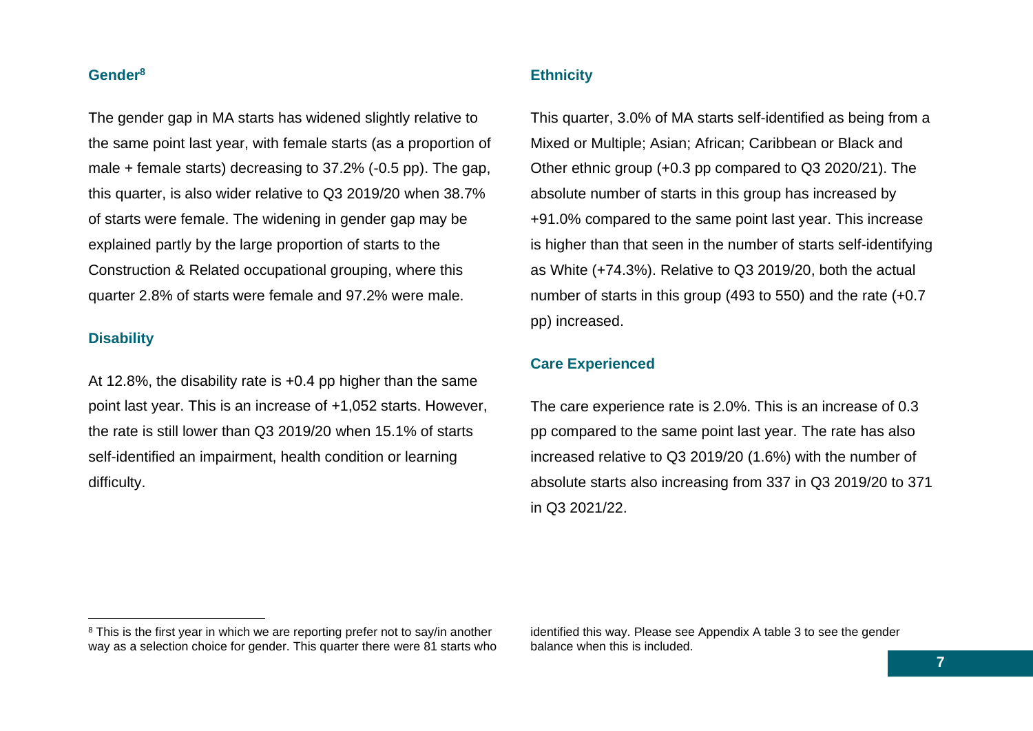### Gender[8]

The gender gap in MA starts has widened slightly relative to the same point last year, with female starts (as a proportion of male + female starts) decreasing to 37.2% (-0.5 pp). The gap, this quarter, is also wider relative to Q3 2019/20 when 38.7% of starts were female. The widening in gender gap may be explained partly by the large proportion of starts to the Construction & Related occupational grouping, where this quarter 2.8% of starts were female and 97.2% were male.

### Disability

At 12.8%, the disability rate is +0.4 pp higher than the same point last year. This is an increase of +1,052 starts. However, the rate is still lower than Q3 2019/20 when 15.1% of starts self-identified an impairment, health condition or learning difficulty.

### Ethnicity

This quarter, 3.0% of MA starts self-identified as being from a Mixed or Multiple; Asian; African; Caribbean or Black and Other ethnic group (+0.3 pp compared to Q3 2020/21). The absolute number of starts in this group has increased by +91.0% compared to the same point last year. This increase is higher than that seen in the number of starts self-identifying as White (+74.3%). Relative to Q3 2019/20, both the actual number of starts in this group (493 to 550) and the rate (+0.7 pp) increased.

### Care Experienced

The care experience rate is 2.0%. This is an increase of 0.3 pp compared to the same point last year. The rate has also increased relative to Q3 2019/20 (1.6%) with the number of absolute starts also increasing from 337 in Q3 2019/20 to 371 in Q3 2021/22.

---

[8] This is the first year in which we are reporting prefer not to say/in another way as a selection choice for gender. This quarter there were 81 starts who identified this way. Please see Appendix A table 3 to see the gender balance when this is included.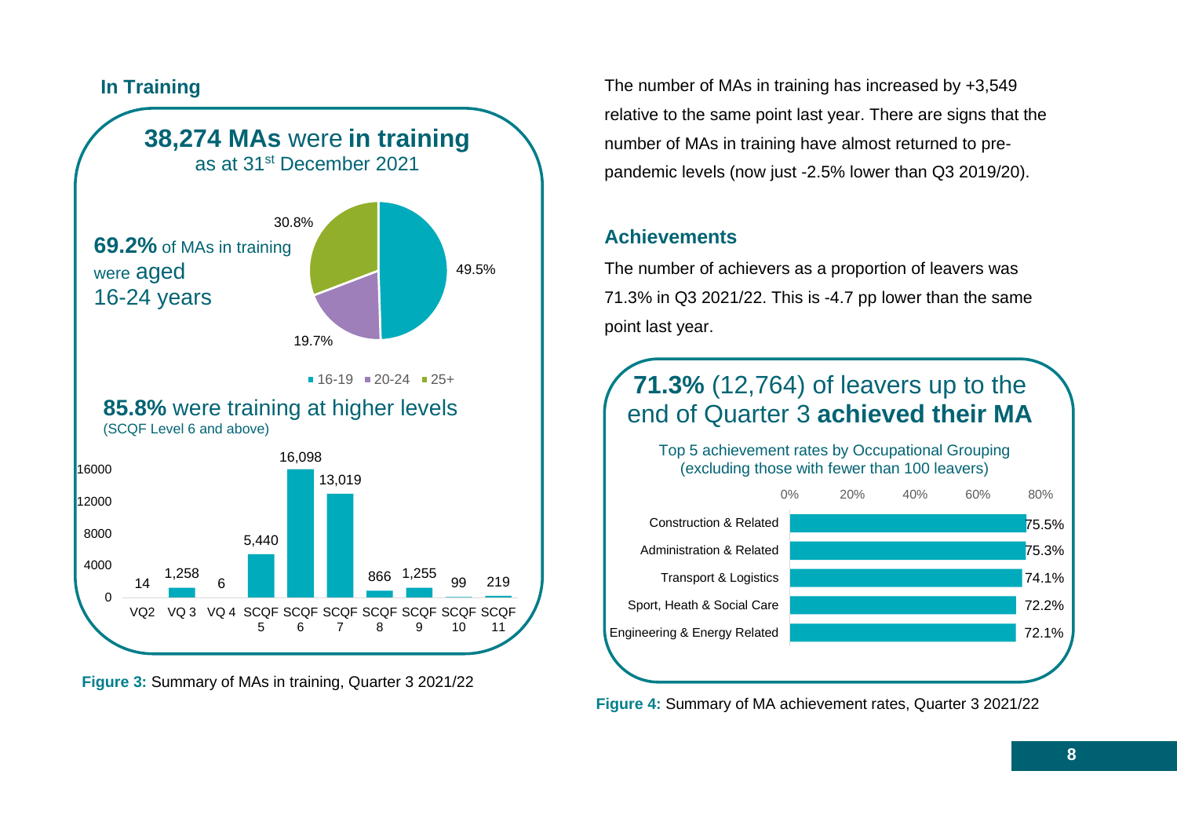## In Training

**38,274 MAs** were **in training**
as at 31st December 2021

**69.2%** of MAs in training were aged 16-24 years

| Age group | Percentage |
|---|---|
| 16-19 | 49.5% |
| 20-24 | 19.7% |
| 25+ | 30.8% |

**85.8%** were training at higher levels
(SCQF Level 6 and above)

| Level | MAs in training |
|---|---|
| VQ2 | 14 |
| VQ 3 | 1,258 |
| VQ 4 | 6 |
| SCQF 5 | 5,440 |
| SCQF 6 | 16,098 |
| SCQF 7 | 13,019 |
| SCQF 8 | 866 |
| SCQF 9 | 1,255 |
| SCQF 10 | 99 |
| SCQF 11 | 219 |

**Figure 3:** Summary of MAs in training, Quarter 3 2021/22

The number of MAs in training has increased by +3,549 relative to the same point last year. There are signs that the number of MAs in training have almost returned to pre-pandemic levels (now just -2.5% lower than Q3 2019/20).

## Achievements

The number of achievers as a proportion of leavers was 71.3% in Q3 2021/22. This is -4.7 pp lower than the same point last year.

**71.3%** (12,764) of leavers up to the end of Quarter 3 **achieved their MA**

Top 5 achievement rates by Occupational Grouping
(excluding those with fewer than 100 leavers)

| Occupational Grouping | Achievement rate |
|---|---|
| Construction & Related | 75.5% |
| Administration & Related | 75.3% |
| Transport & Logistics | 74.1% |
| Sport, Heath & Social Care | 72.2% |
| Engineering & Energy Related | 72.1% |

**Figure 4:** Summary of MA achievement rates, Quarter 3 2021/22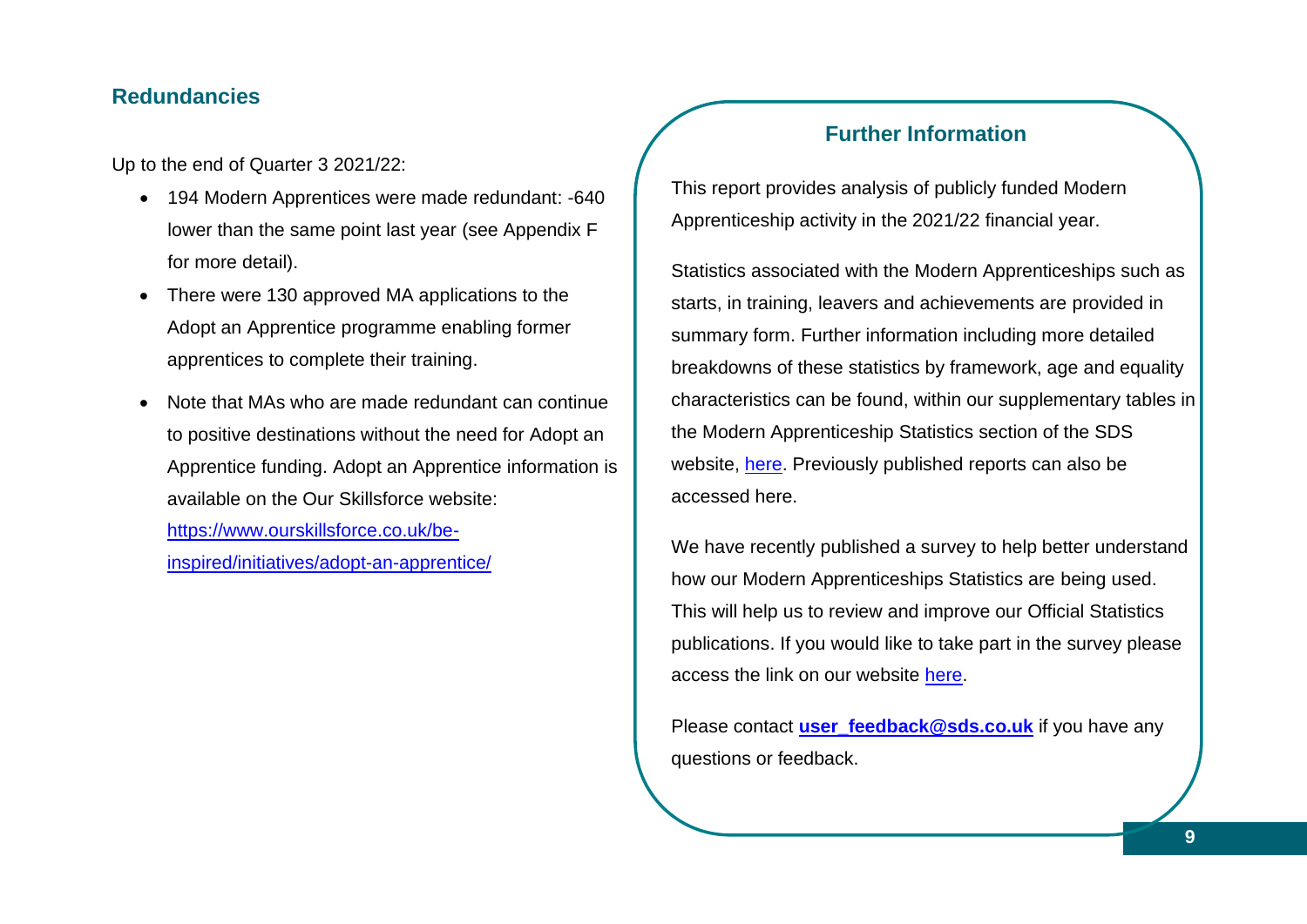## Redundancies

Up to the end of Quarter 3 2021/22:

- 194 Modern Apprentices were made redundant: -640 lower than the same point last year (see Appendix F for more detail).
- There were 130 approved MA applications to the Adopt an Apprentice programme enabling former apprentices to complete their training.
- Note that MAs who are made redundant can continue to positive destinations without the need for Adopt an Apprentice funding. Adopt an Apprentice information is available on the Our Skillsforce website: [https://www.ourskillsforce.co.uk/be-inspired/initiatives/adopt-an-apprentice/](https://www.ourskillsforce.co.uk/be-inspired/initiatives/adopt-an-apprentice/)

## Further Information

This report provides analysis of publicly funded Modern Apprenticeship activity in the 2021/22 financial year.

Statistics associated with the Modern Apprenticeships such as starts, in training, leavers and achievements are provided in summary form. Further information including more detailed breakdowns of these statistics by framework, age and equality characteristics can be found, within our supplementary tables in the Modern Apprenticeship Statistics section of the SDS website, here. Previously published reports can also be accessed here.

We have recently published a survey to help better understand how our Modern Apprenticeships Statistics are being used. This will help us to review and improve our Official Statistics publications. If you would like to take part in the survey please access the link on our website here.

Please contact **user_feedback@sds.co.uk** if you have any questions or feedback.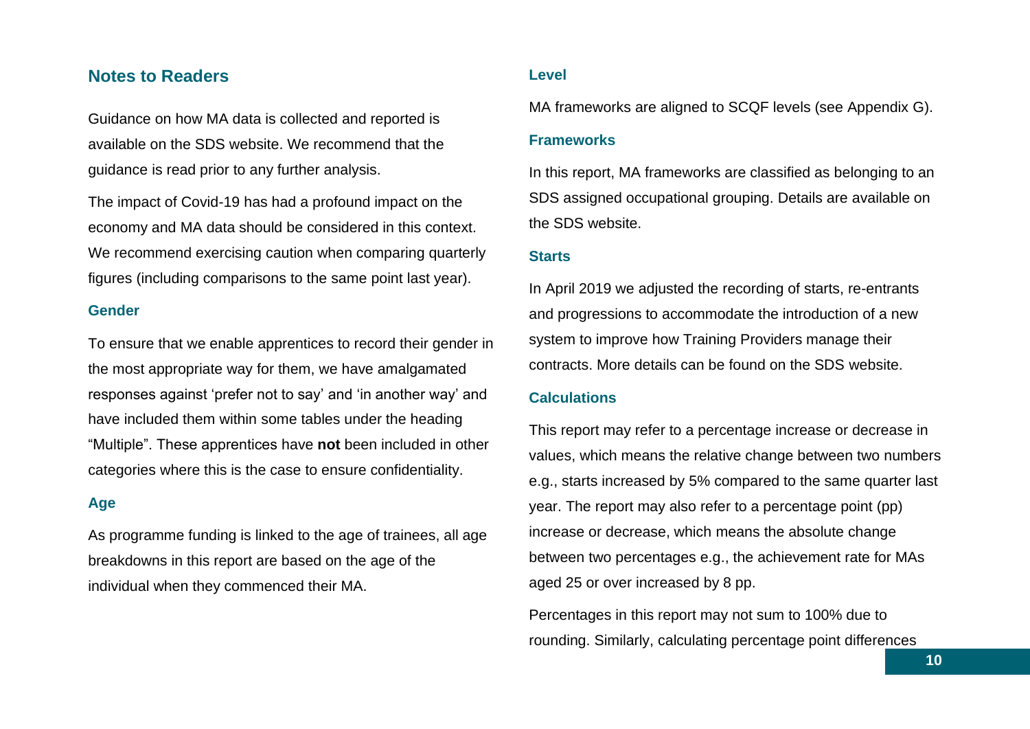## Notes to Readers

Guidance on how MA data is collected and reported is available on the SDS website. We recommend that the guidance is read prior to any further analysis.

The impact of Covid-19 has had a profound impact on the economy and MA data should be considered in this context. We recommend exercising caution when comparing quarterly figures (including comparisons to the same point last year).

### Gender

To ensure that we enable apprentices to record their gender in the most appropriate way for them, we have amalgamated responses against 'prefer not to say' and 'in another way' and have included them within some tables under the heading "Multiple". These apprentices have **not** been included in other categories where this is the case to ensure confidentiality.

### Age

As programme funding is linked to the age of trainees, all age breakdowns in this report are based on the age of the individual when they commenced their MA.

### Level

MA frameworks are aligned to SCQF levels (see Appendix G).

### Frameworks

In this report, MA frameworks are classified as belonging to an SDS assigned occupational grouping. Details are available on the SDS website.

### Starts

In April 2019 we adjusted the recording of starts, re-entrants and progressions to accommodate the introduction of a new system to improve how Training Providers manage their contracts. More details can be found on the SDS website.

### Calculations

This report may refer to a percentage increase or decrease in values, which means the relative change between two numbers e.g., starts increased by 5% compared to the same quarter last year. The report may also refer to a percentage point (pp) increase or decrease, which means the absolute change between two percentages e.g., the achievement rate for MAs aged 25 or over increased by 8 pp.

Percentages in this report may not sum to 100% due to rounding. Similarly, calculating percentage point differences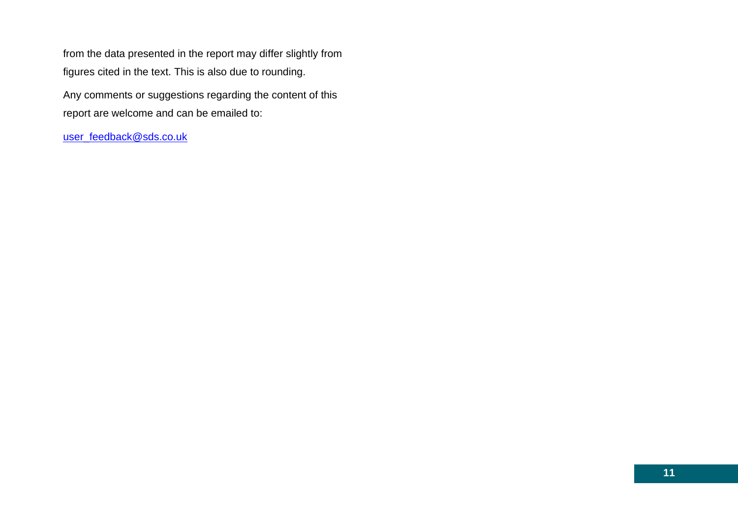from the data presented in the report may differ slightly from figures cited in the text. This is also due to rounding.

Any comments or suggestions regarding the content of this report are welcome and can be emailed to:

[user_feedback@sds.co.uk](mailto:user_feedback@sds.co.uk)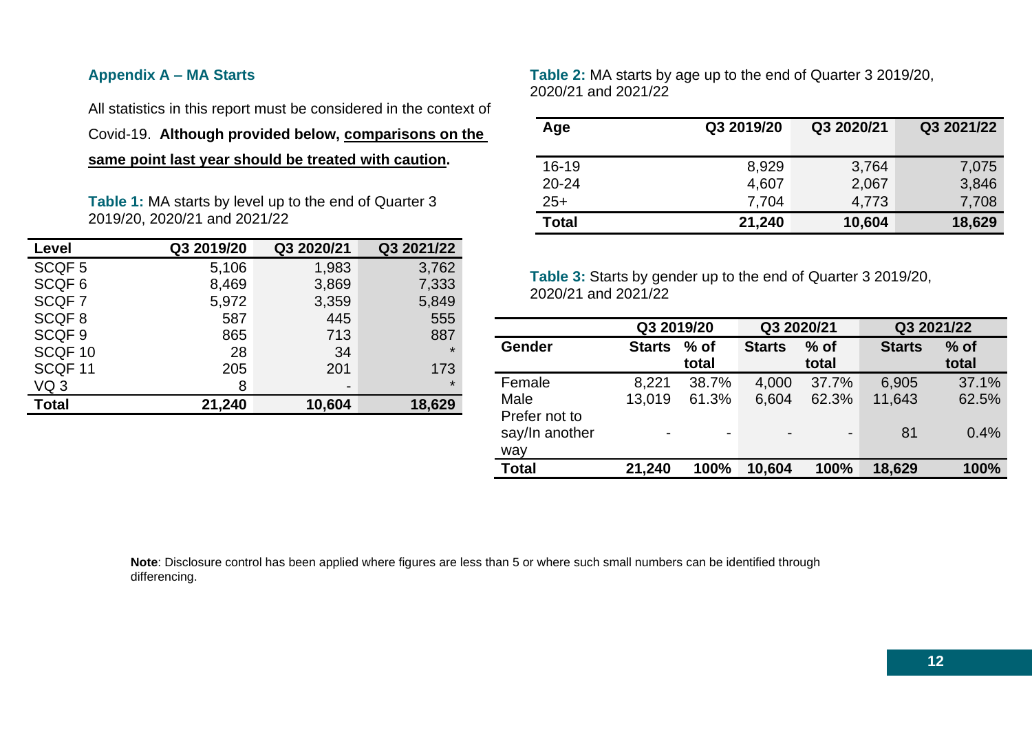## Appendix A – MA Starts

All statistics in this report must be considered in the context of Covid-19. **Although provided below, <u>comparisons on the same point last year should be treated with caution</u>.**

**Table 1:** MA starts by level up to the end of Quarter 3 2019/20, 2020/21 and 2021/22

| Level | Q3 2019/20 | Q3 2020/21 | Q3 2021/22 |
|---|---|---|---|
| SCQF 5 | 5,106 | 1,983 | 3,762 |
| SCQF 6 | 8,469 | 3,869 | 7,333 |
| SCQF 7 | 5,972 | 3,359 | 5,849 |
| SCQF 8 | 587 | 445 | 555 |
| SCQF 9 | 865 | 713 | 887 |
| SCQF 10 | 28 | 34 | * |
| SCQF 11 | 205 | 201 | 173 |
| VQ 3 | 8 | - | * |
| **Total** | **21,240** | **10,604** | **18,629** |

**Table 2:** MA starts by age up to the end of Quarter 3 2019/20, 2020/21 and 2021/22

| Age | Q3 2019/20 | Q3 2020/21 | Q3 2021/22 |
|---|---|---|---|
| 16-19 | 8,929 | 3,764 | 7,075 |
| 20-24 | 4,607 | 2,067 | 3,846 |
| 25+ | 7,704 | 4,773 | 7,708 |
| **Total** | **21,240** | **10,604** | **18,629** |

**Table 3:** Starts by gender up to the end of Quarter 3 2019/20, 2020/21 and 2021/22

| | Q3 2019/20 | | Q3 2020/21 | | Q3 2021/22 | |
|---|---|---|---|---|---|---|
| **Gender** | **Starts** | **% of total** | **Starts** | **% of total** | **Starts** | **% of total** |
| Female | 8,221 | 38.7% | 4,000 | 37.7% | 6,905 | 37.1% |
| Male | 13,019 | 61.3% | 6,604 | 62.3% | 11,643 | 62.5% |
| Prefer not to say/In another way | - | - | - | - | 81 | 0.4% |
| **Total** | **21,240** | **100%** | **10,604** | **100%** | **18,629** | **100%** |

**Note**: Disclosure control has been applied where figures are less than 5 or where such small numbers can be identified through differencing.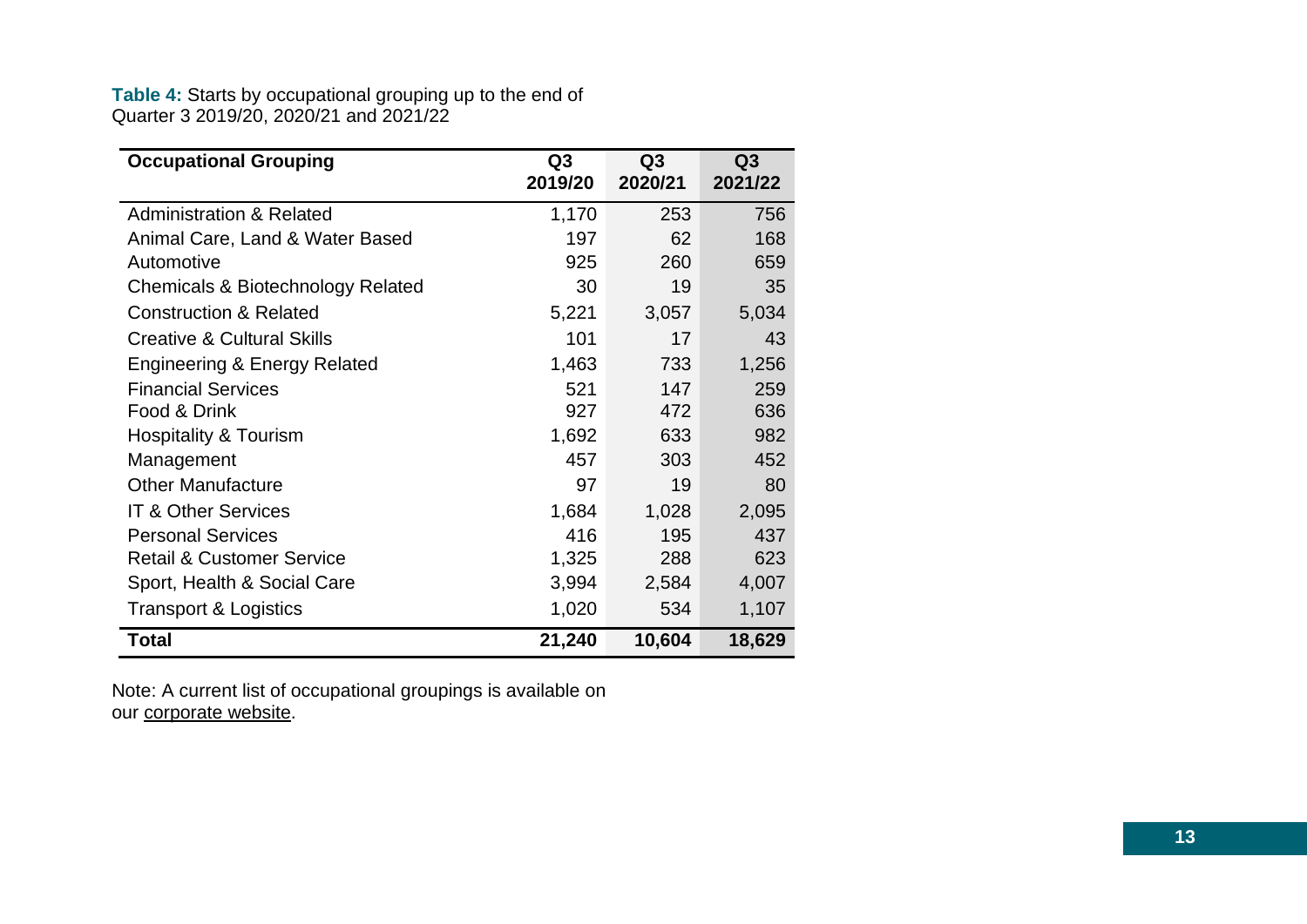**Table 4:** Starts by occupational grouping up to the end of Quarter 3 2019/20, 2020/21 and 2021/22

| Occupational Grouping | Q3 2019/20 | Q3 2020/21 | Q3 2021/22 |
|---|---|---|---|
| Administration & Related | 1,170 | 253 | 756 |
| Animal Care, Land & Water Based | 197 | 62 | 168 |
| Automotive | 925 | 260 | 659 |
| Chemicals & Biotechnology Related | 30 | 19 | 35 |
| Construction & Related | 5,221 | 3,057 | 5,034 |
| Creative & Cultural Skills | 101 | 17 | 43 |
| Engineering & Energy Related | 1,463 | 733 | 1,256 |
| Financial Services | 521 | 147 | 259 |
| Food & Drink | 927 | 472 | 636 |
| Hospitality & Tourism | 1,692 | 633 | 982 |
| Management | 457 | 303 | 452 |
| Other Manufacture | 97 | 19 | 80 |
| IT & Other Services | 1,684 | 1,028 | 2,095 |
| Personal Services | 416 | 195 | 437 |
| Retail & Customer Service | 1,325 | 288 | 623 |
| Sport, Health & Social Care | 3,994 | 2,584 | 4,007 |
| Transport & Logistics | 1,020 | 534 | 1,107 |
| **Total** | **21,240** | **10,604** | **18,629** |

Note: A current list of occupational groupings is available on our corporate website.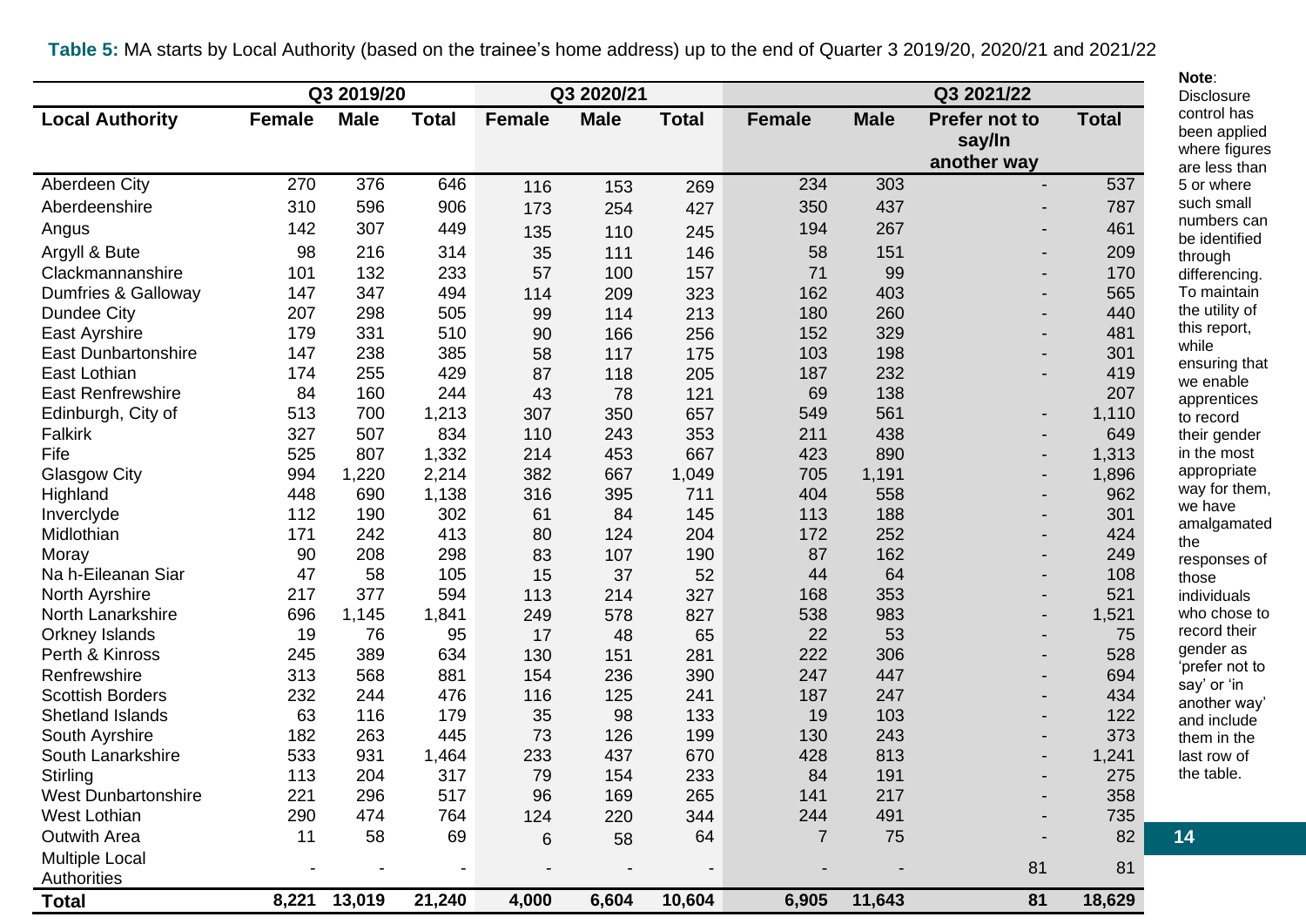**Table 5:** MA starts by Local Authority (based on the trainee's home address) up to the end of Quarter 3 2019/20, 2020/21 and 2021/22

| | Q3 2019/20 | | | Q3 2020/21 | | | Q3 2021/22 | | | |
|---|---|---|---|---|---|---|---|---|---|---|
| **Local Authority** | **Female** | **Male** | **Total** | **Female** | **Male** | **Total** | **Female** | **Male** | **Prefer not to say/In another way** | **Total** |
| Aberdeen City | 270 | 376 | 646 | 116 | 153 | 269 | 234 | 303 | - | 537 |
| Aberdeenshire | 310 | 596 | 906 | 173 | 254 | 427 | 350 | 437 | - | 787 |
| Angus | 142 | 307 | 449 | 135 | 110 | 245 | 194 | 267 | - | 461 |
| Argyll & Bute | 98 | 216 | 314 | 35 | 111 | 146 | 58 | 151 | - | 209 |
| Clackmannanshire | 101 | 132 | 233 | 57 | 100 | 157 | 71 | 99 | - | 170 |
| Dumfries & Galloway | 147 | 347 | 494 | 114 | 209 | 323 | 162 | 403 | - | 565 |
| Dundee City | 207 | 298 | 505 | 99 | 114 | 213 | 180 | 260 | - | 440 |
| East Ayrshire | 179 | 331 | 510 | 90 | 166 | 256 | 152 | 329 | - | 481 |
| East Dunbartonshire | 147 | 238 | 385 | 58 | 117 | 175 | 103 | 198 | - | 301 |
| East Lothian | 174 | 255 | 429 | 87 | 118 | 205 | 187 | 232 | - | 419 |
| East Renfrewshire | 84 | 160 | 244 | 43 | 78 | 121 | 69 | 138 | | 207 |
| Edinburgh, City of | 513 | 700 | 1,213 | 307 | 350 | 657 | 549 | 561 | - | 1,110 |
| Falkirk | 327 | 507 | 834 | 110 | 243 | 353 | 211 | 438 | - | 649 |
| Fife | 525 | 807 | 1,332 | 214 | 453 | 667 | 423 | 890 | - | 1,313 |
| Glasgow City | 994 | 1,220 | 2,214 | 382 | 667 | 1,049 | 705 | 1,191 | - | 1,896 |
| Highland | 448 | 690 | 1,138 | 316 | 395 | 711 | 404 | 558 | - | 962 |
| Inverclyde | 112 | 190 | 302 | 61 | 84 | 145 | 113 | 188 | - | 301 |
| Midlothian | 171 | 242 | 413 | 80 | 124 | 204 | 172 | 252 | - | 424 |
| Moray | 90 | 208 | 298 | 83 | 107 | 190 | 87 | 162 | - | 249 |
| Na h-Eileanan Siar | 47 | 58 | 105 | 15 | 37 | 52 | 44 | 64 | - | 108 |
| North Ayrshire | 217 | 377 | 594 | 113 | 214 | 327 | 168 | 353 | - | 521 |
| North Lanarkshire | 696 | 1,145 | 1,841 | 249 | 578 | 827 | 538 | 983 | - | 1,521 |
| Orkney Islands | 19 | 76 | 95 | 17 | 48 | 65 | 22 | 53 | - | 75 |
| Perth & Kinross | 245 | 389 | 634 | 130 | 151 | 281 | 222 | 306 | - | 528 |
| Renfrewshire | 313 | 568 | 881 | 154 | 236 | 390 | 247 | 447 | - | 694 |
| Scottish Borders | 232 | 244 | 476 | 116 | 125 | 241 | 187 | 247 | - | 434 |
| Shetland Islands | 63 | 116 | 179 | 35 | 98 | 133 | 19 | 103 | - | 122 |
| South Ayrshire | 182 | 263 | 445 | 73 | 126 | 199 | 130 | 243 | - | 373 |
| South Lanarkshire | 533 | 931 | 1,464 | 233 | 437 | 670 | 428 | 813 | - | 1,241 |
| Stirling | 113 | 204 | 317 | 79 | 154 | 233 | 84 | 191 | - | 275 |
| West Dunbartonshire | 221 | 296 | 517 | 96 | 169 | 265 | 141 | 217 | - | 358 |
| West Lothian | 290 | 474 | 764 | 124 | 220 | 344 | 244 | 491 | - | 735 |
| Outwith Area | 11 | 58 | 69 | 6 | 58 | 64 | 7 | 75 | - | 82 |
| Multiple Local Authorities | - | - | - | - | - | - | - | - | 81 | 81 |
| **Total** | **8,221** | **13,019** | **21,240** | **4,000** | **6,604** | **10,604** | **6,905** | **11,643** | **81** | **18,629** |

**Note**: Disclosure control has been applied where figures are less than 5 or where such small numbers can be identified through differencing. To maintain the utility of this report, while ensuring that we enable apprentices to record their gender in the most appropriate way for them, we have amalgamated the responses of those individuals who chose to record their gender as 'prefer not to say' or 'in another way' and include them in the last row of the table.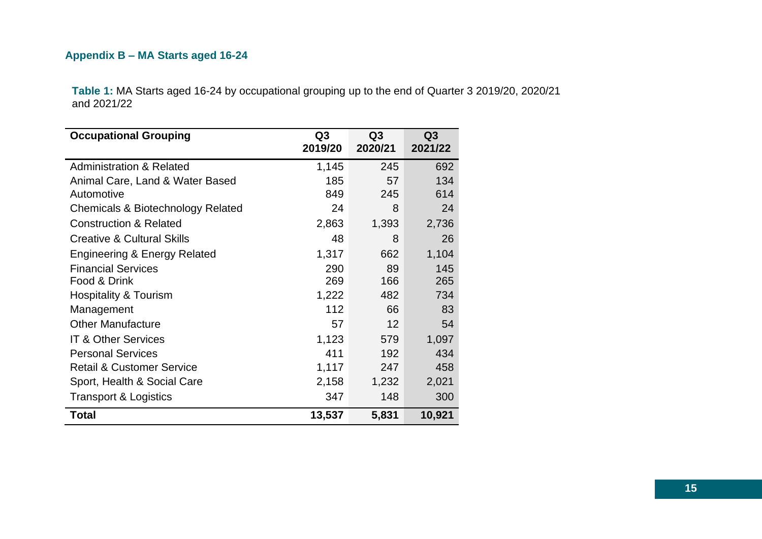## Appendix B – MA Starts aged 16-24

**Table 1:** MA Starts aged 16-24 by occupational grouping up to the end of Quarter 3 2019/20, 2020/21 and 2021/22

| Occupational Grouping | Q3 2019/20 | Q3 2020/21 | Q3 2021/22 |
|---|---|---|---|
| Administration & Related | 1,145 | 245 | 692 |
| Animal Care, Land & Water Based | 185 | 57 | 134 |
| Automotive | 849 | 245 | 614 |
| Chemicals & Biotechnology Related | 24 | 8 | 24 |
| Construction & Related | 2,863 | 1,393 | 2,736 |
| Creative & Cultural Skills | 48 | 8 | 26 |
| Engineering & Energy Related | 1,317 | 662 | 1,104 |
| Financial Services | 290 | 89 | 145 |
| Food & Drink | 269 | 166 | 265 |
| Hospitality & Tourism | 1,222 | 482 | 734 |
| Management | 112 | 66 | 83 |
| Other Manufacture | 57 | 12 | 54 |
| IT & Other Services | 1,123 | 579 | 1,097 |
| Personal Services | 411 | 192 | 434 |
| Retail & Customer Service | 1,117 | 247 | 458 |
| Sport, Health & Social Care | 2,158 | 1,232 | 2,021 |
| Transport & Logistics | 347 | 148 | 300 |
| **Total** | **13,537** | **5,831** | **10,921** |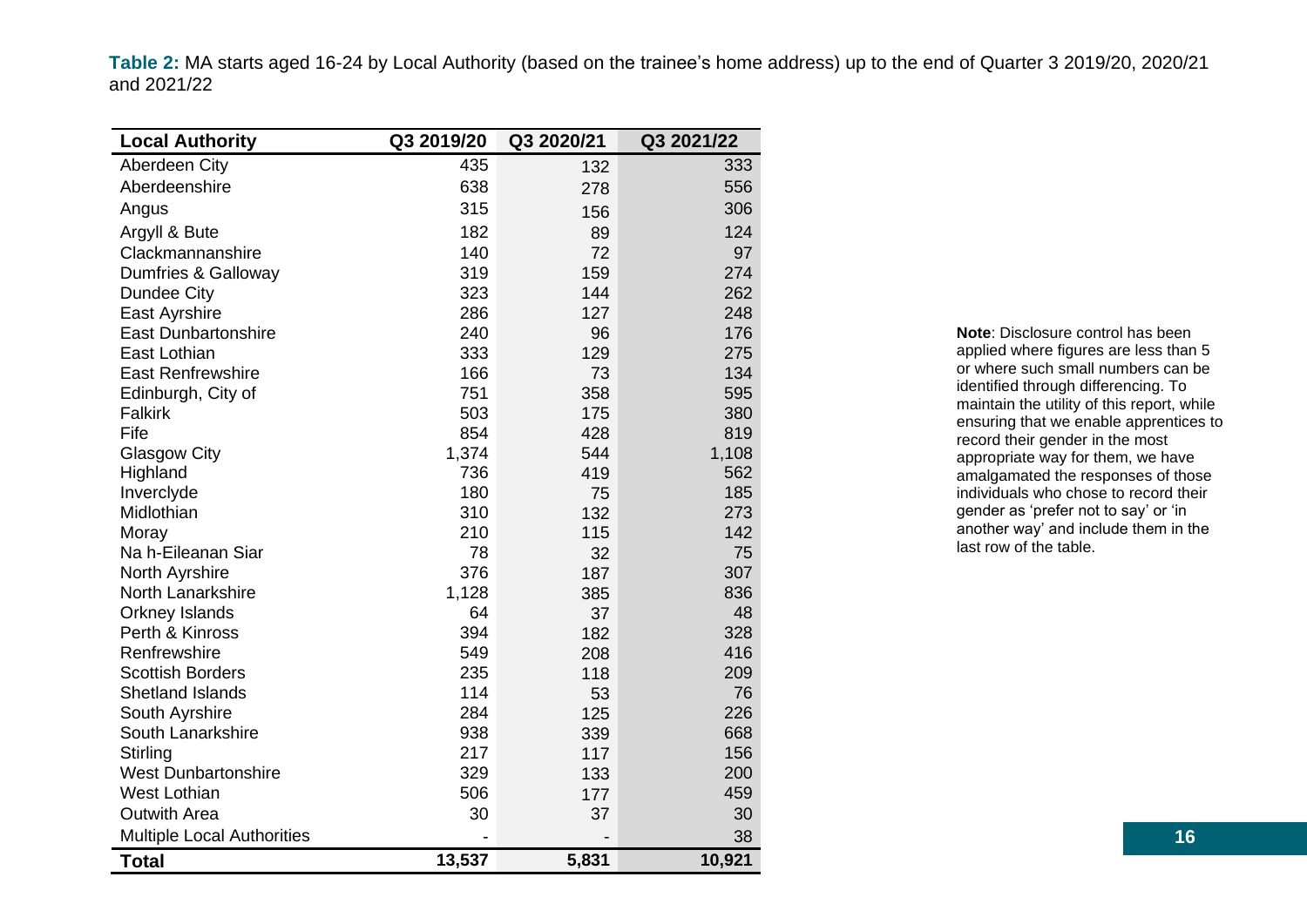**Table 2:** MA starts aged 16-24 by Local Authority (based on the trainee's home address) up to the end of Quarter 3 2019/20, 2020/21 and 2021/22

| Local Authority | Q3 2019/20 | Q3 2020/21 | Q3 2021/22 |
|---|---|---|---|
| Aberdeen City | 435 | 132 | 333 |
| Aberdeenshire | 638 | 278 | 556 |
| Angus | 315 | 156 | 306 |
| Argyll & Bute | 182 | 89 | 124 |
| Clackmannanshire | 140 | 72 | 97 |
| Dumfries & Galloway | 319 | 159 | 274 |
| Dundee City | 323 | 144 | 262 |
| East Ayrshire | 286 | 127 | 248 |
| East Dunbartonshire | 240 | 96 | 176 |
| East Lothian | 333 | 129 | 275 |
| East Renfrewshire | 166 | 73 | 134 |
| Edinburgh, City of | 751 | 358 | 595 |
| Falkirk | 503 | 175 | 380 |
| Fife | 854 | 428 | 819 |
| Glasgow City | 1,374 | 544 | 1,108 |
| Highland | 736 | 419 | 562 |
| Inverclyde | 180 | 75 | 185 |
| Midlothian | 310 | 132 | 273 |
| Moray | 210 | 115 | 142 |
| Na h-Eileanan Siar | 78 | 32 | 75 |
| North Ayrshire | 376 | 187 | 307 |
| North Lanarkshire | 1,128 | 385 | 836 |
| Orkney Islands | 64 | 37 | 48 |
| Perth & Kinross | 394 | 182 | 328 |
| Renfrewshire | 549 | 208 | 416 |
| Scottish Borders | 235 | 118 | 209 |
| Shetland Islands | 114 | 53 | 76 |
| South Ayrshire | 284 | 125 | 226 |
| South Lanarkshire | 938 | 339 | 668 |
| Stirling | 217 | 117 | 156 |
| West Dunbartonshire | 329 | 133 | 200 |
| West Lothian | 506 | 177 | 459 |
| Outwith Area | 30 | 37 | 30 |
| Multiple Local Authorities | - | - | 38 |
| **Total** | **13,537** | **5,831** | **10,921** |

**Note**: Disclosure control has been applied where figures are less than 5 or where such small numbers can be identified through differencing. To maintain the utility of this report, while ensuring that we enable apprentices to record their gender in the most appropriate way for them, we have amalgamated the responses of those individuals who chose to record their gender as 'prefer not to say' or 'in another way' and include them in the last row of the table.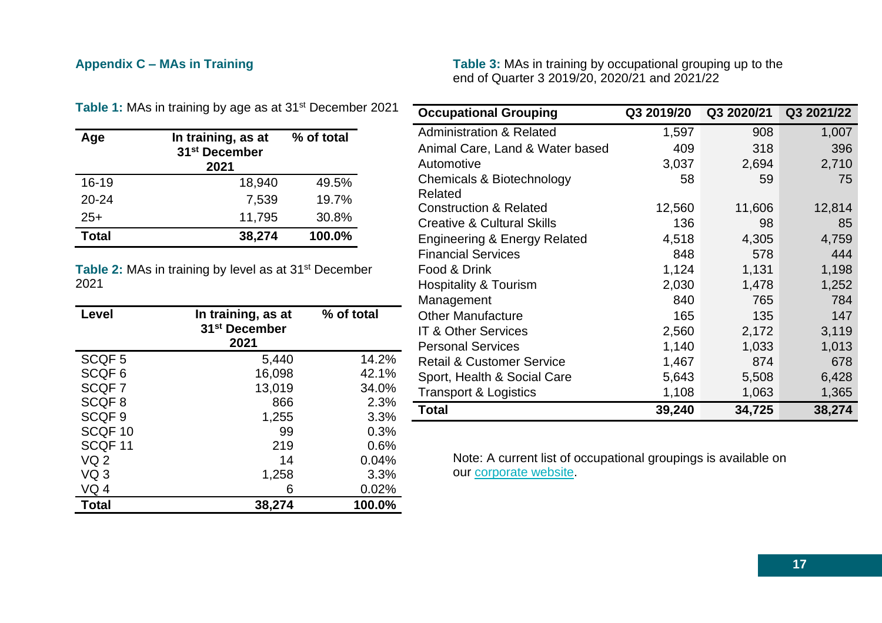## Appendix C – MAs in Training

**Table 1:** MAs in training by age as at 31st December 2021

| Age | In training, as at 31st December 2021 | % of total |
|---|---|---|
| 16-19 | 18,940 | 49.5% |
| 20-24 | 7,539 | 19.7% |
| 25+ | 11,795 | 30.8% |
| **Total** | **38,274** | **100.0%** |

**Table 2:** MAs in training by level as at 31st December 2021

| Level | In training, as at 31st December 2021 | % of total |
|---|---|---|
| SCQF 5 | 5,440 | 14.2% |
| SCQF 6 | 16,098 | 42.1% |
| SCQF 7 | 13,019 | 34.0% |
| SCQF 8 | 866 | 2.3% |
| SCQF 9 | 1,255 | 3.3% |
| SCQF 10 | 99 | 0.3% |
| SCQF 11 | 219 | 0.6% |
| VQ 2 | 14 | 0.04% |
| VQ 3 | 1,258 | 3.3% |
| VQ 4 | 6 | 0.02% |
| **Total** | **38,274** | **100.0%** |

**Table 3:** MAs in training by occupational grouping up to the end of Quarter 3 2019/20, 2020/21 and 2021/22

| Occupational Grouping | Q3 2019/20 | Q3 2020/21 | Q3 2021/22 |
|---|---|---|---|
| Administration & Related | 1,597 | 908 | 1,007 |
| Animal Care, Land & Water based | 409 | 318 | 396 |
| Automotive | 3,037 | 2,694 | 2,710 |
| Chemicals & Biotechnology Related | 58 | 59 | 75 |
| Construction & Related | 12,560 | 11,606 | 12,814 |
| Creative & Cultural Skills | 136 | 98 | 85 |
| Engineering & Energy Related | 4,518 | 4,305 | 4,759 |
| Financial Services | 848 | 578 | 444 |
| Food & Drink | 1,124 | 1,131 | 1,198 |
| Hospitality & Tourism | 2,030 | 1,478 | 1,252 |
| Management | 840 | 765 | 784 |
| Other Manufacture | 165 | 135 | 147 |
| IT & Other Services | 2,560 | 2,172 | 3,119 |
| Personal Services | 1,140 | 1,033 | 1,013 |
| Retail & Customer Service | 1,467 | 874 | 678 |
| Sport, Health & Social Care | 5,643 | 5,508 | 6,428 |
| Transport & Logistics | 1,108 | 1,063 | 1,365 |
| **Total** | **39,240** | **34,725** | **38,274** |

Note: A current list of occupational groupings is available on our corporate website.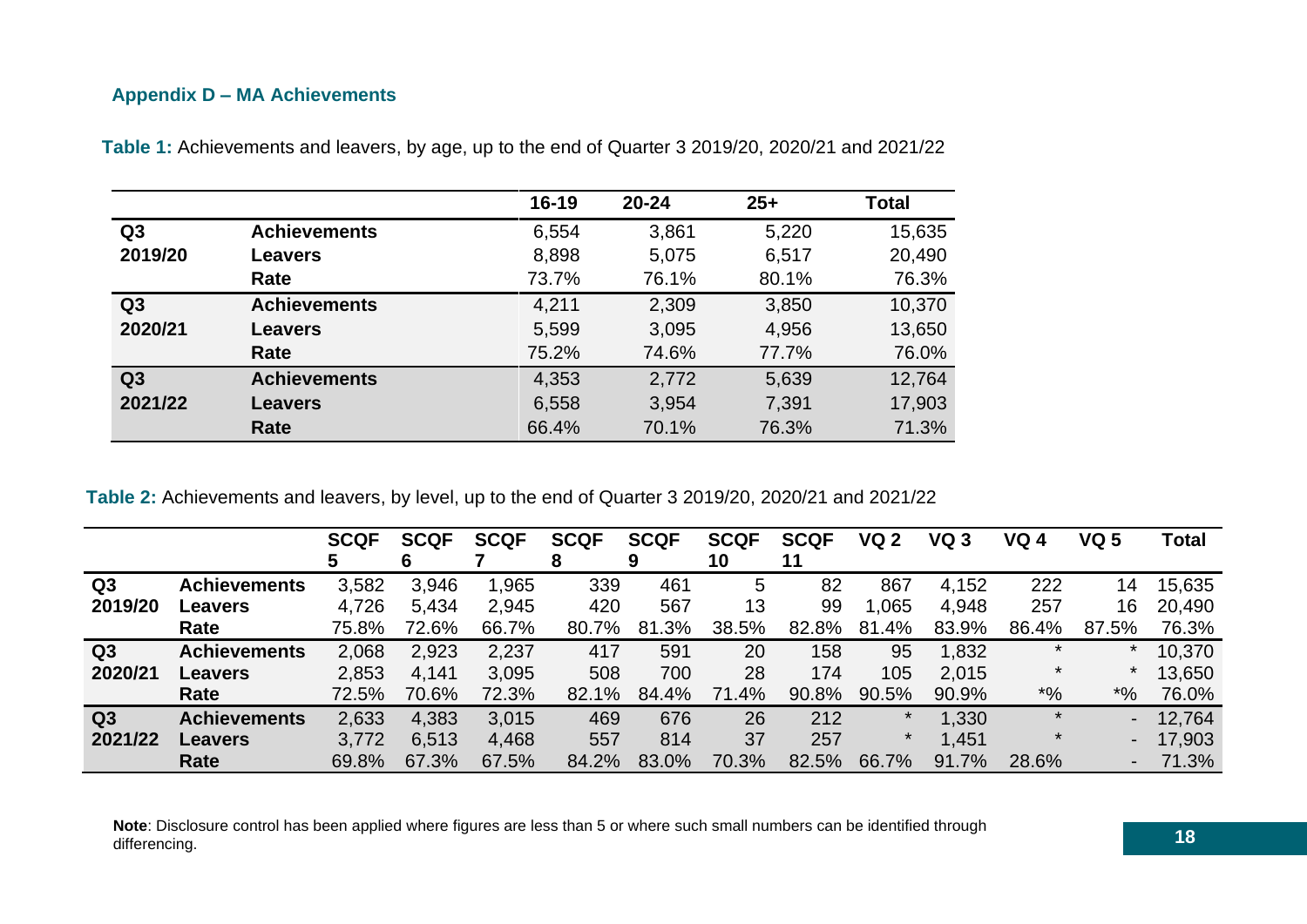### Appendix D – MA Achievements

**Table 1:** Achievements and leavers, by age, up to the end of Quarter 3 2019/20, 2020/21 and 2021/22

| | | 16-19 | 20-24 | 25+ | Total |
|---|---|---|---|---|---|
| **Q3 2019/20** | **Achievements** | 6,554 | 3,861 | 5,220 | 15,635 |
| | **Leavers** | 8,898 | 5,075 | 6,517 | 20,490 |
| | **Rate** | 73.7% | 76.1% | 80.1% | 76.3% |
| **Q3 2020/21** | **Achievements** | 4,211 | 2,309 | 3,850 | 10,370 |
| | **Leavers** | 5,599 | 3,095 | 4,956 | 13,650 |
| | **Rate** | 75.2% | 74.6% | 77.7% | 76.0% |
| **Q3 2021/22** | **Achievements** | 4,353 | 2,772 | 5,639 | 12,764 |
| | **Leavers** | 6,558 | 3,954 | 7,391 | 17,903 |
| | **Rate** | 66.4% | 70.1% | 76.3% | 71.3% |

**Table 2:** Achievements and leavers, by level, up to the end of Quarter 3 2019/20, 2020/21 and 2021/22

| | | SCQF 5 | SCQF 6 | SCQF 7 | SCQF 8 | SCQF 9 | SCQF 10 | SCQF 11 | VQ 2 | VQ 3 | VQ 4 | VQ 5 | Total |
|---|---|---|---|---|---|---|---|---|---|---|---|---|---|
| **Q3 2019/20** | **Achievements** | 3,582 | 3,946 | 1,965 | 339 | 461 | 5 | 82 | 867 | 4,152 | 222 | 14 | 15,635 |
| | **Leavers** | 4,726 | 5,434 | 2,945 | 420 | 567 | 13 | 99 | 1,065 | 4,948 | 257 | 16 | 20,490 |
| | **Rate** | 75.8% | 72.6% | 66.7% | 80.7% | 81.3% | 38.5% | 82.8% | 81.4% | 83.9% | 86.4% | 87.5% | 76.3% |
| **Q3 2020/21** | **Achievements** | 2,068 | 2,923 | 2,237 | 417 | 591 | 20 | 158 | 95 | 1,832 | * | * | 10,370 |
| | **Leavers** | 2,853 | 4,141 | 3,095 | 508 | 700 | 28 | 174 | 105 | 2,015 | * | * | 13,650 |
| | **Rate** | 72.5% | 70.6% | 72.3% | 82.1% | 84.4% | 71.4% | 90.8% | 90.5% | 90.9% | *% | *% | 76.0% |
| **Q3 2021/22** | **Achievements** | 2,633 | 4,383 | 3,015 | 469 | 676 | 26 | 212 | * | 1,330 | * | - | 12,764 |
| | **Leavers** | 3,772 | 6,513 | 4,468 | 557 | 814 | 37 | 257 | * | 1,451 | * | - | 17,903 |
| | **Rate** | 69.8% | 67.3% | 67.5% | 84.2% | 83.0% | 70.3% | 82.5% | 66.7% | 91.7% | 28.6% | - | 71.3% |

**Note**: Disclosure control has been applied where figures are less than 5 or where such small numbers can be identified through differencing.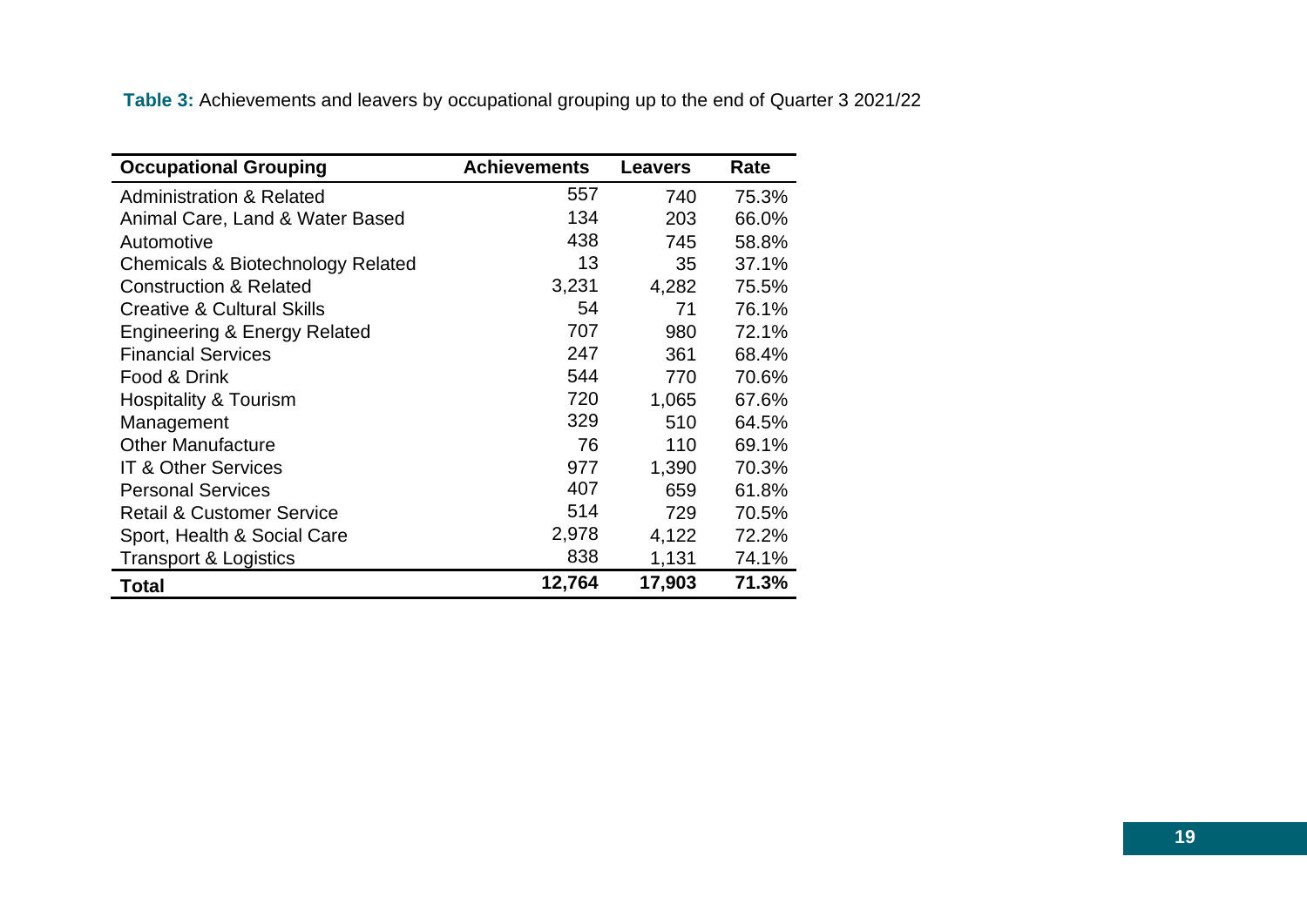**Table 3:** Achievements and leavers by occupational grouping up to the end of Quarter 3 2021/22

| Occupational Grouping | Achievements | Leavers | Rate |
|---|---|---|---|
| Administration & Related | 557 | 740 | 75.3% |
| Animal Care, Land & Water Based | 134 | 203 | 66.0% |
| Automotive | 438 | 745 | 58.8% |
| Chemicals & Biotechnology Related | 13 | 35 | 37.1% |
| Construction & Related | 3,231 | 4,282 | 75.5% |
| Creative & Cultural Skills | 54 | 71 | 76.1% |
| Engineering & Energy Related | 707 | 980 | 72.1% |
| Financial Services | 247 | 361 | 68.4% |
| Food & Drink | 544 | 770 | 70.6% |
| Hospitality & Tourism | 720 | 1,065 | 67.6% |
| Management | 329 | 510 | 64.5% |
| Other Manufacture | 76 | 110 | 69.1% |
| IT & Other Services | 977 | 1,390 | 70.3% |
| Personal Services | 407 | 659 | 61.8% |
| Retail & Customer Service | 514 | 729 | 70.5% |
| Sport, Health & Social Care | 2,978 | 4,122 | 72.2% |
| Transport & Logistics | 838 | 1,131 | 74.1% |
| **Total** | **12,764** | **17,903** | **71.3%** |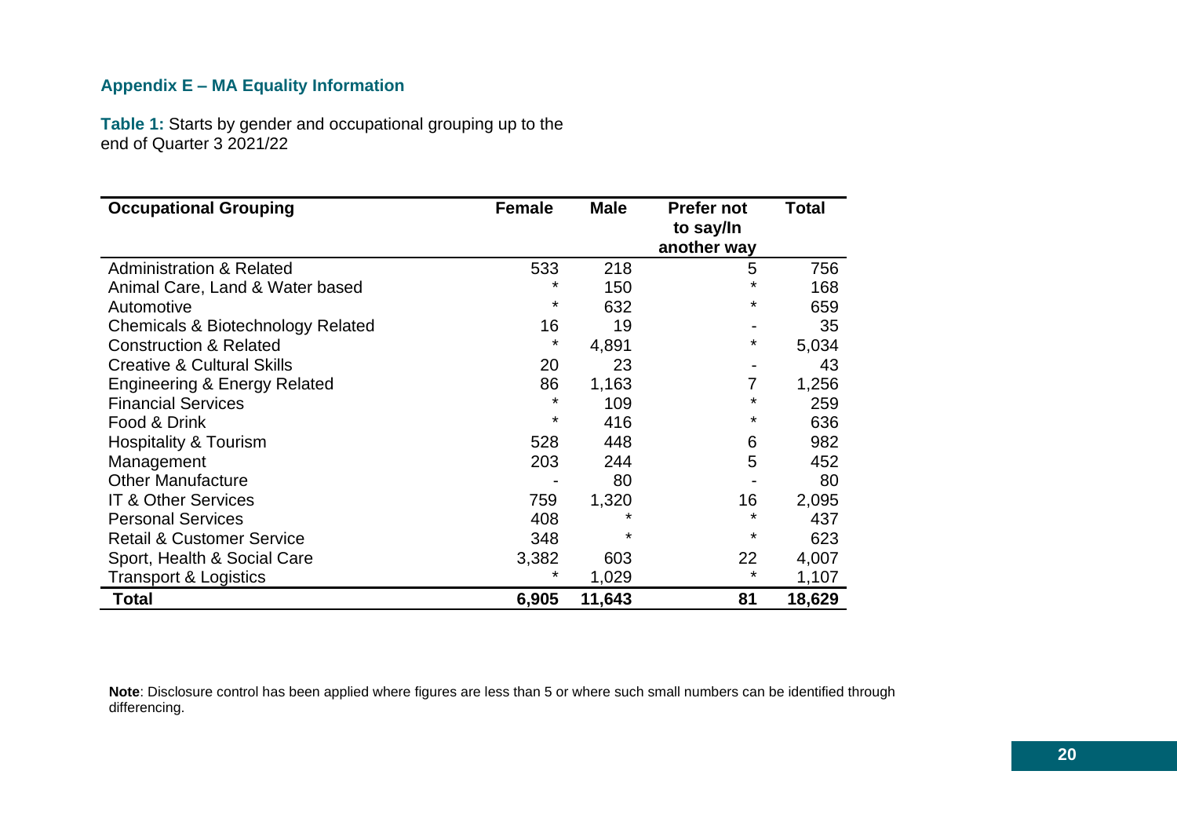## Appendix E – MA Equality Information

**Table 1:** Starts by gender and occupational grouping up to the end of Quarter 3 2021/22

| Occupational Grouping | Female | Male | Prefer not to say/In another way | Total |
|---|---|---|---|---|
| Administration & Related | 533 | 218 | 5 | 756 |
| Animal Care, Land & Water based | * | 150 | * | 168 |
| Automotive | * | 632 | * | 659 |
| Chemicals & Biotechnology Related | 16 | 19 | - | 35 |
| Construction & Related | * | 4,891 | * | 5,034 |
| Creative & Cultural Skills | 20 | 23 | - | 43 |
| Engineering & Energy Related | 86 | 1,163 | 7 | 1,256 |
| Financial Services | * | 109 | * | 259 |
| Food & Drink | * | 416 | * | 636 |
| Hospitality & Tourism | 528 | 448 | 6 | 982 |
| Management | 203 | 244 | 5 | 452 |
| Other Manufacture | - | 80 | - | 80 |
| IT & Other Services | 759 | 1,320 | 16 | 2,095 |
| Personal Services | 408 | * | * | 437 |
| Retail & Customer Service | 348 | * | * | 623 |
| Sport, Health & Social Care | 3,382 | 603 | 22 | 4,007 |
| Transport & Logistics | * | 1,029 | * | 1,107 |
| **Total** | **6,905** | **11,643** | **81** | **18,629** |

**Note**: Disclosure control has been applied where figures are less than 5 or where such small numbers can be identified through differencing.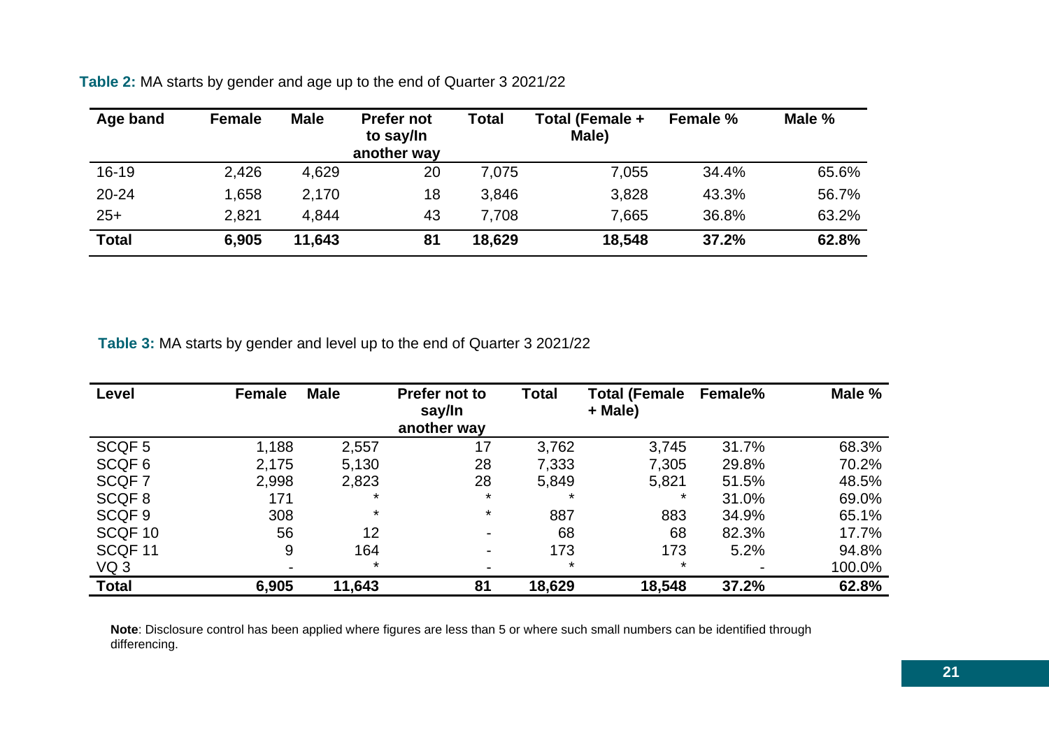**Table 2:** MA starts by gender and age up to the end of Quarter 3 2021/22

| Age band | Female | Male | Prefer not to say/In another way | Total | Total (Female + Male) | Female % | Male % |
|---|---|---|---|---|---|---|---|
| 16-19 | 2,426 | 4,629 | 20 | 7,075 | 7,055 | 34.4% | 65.6% |
| 20-24 | 1,658 | 2,170 | 18 | 3,846 | 3,828 | 43.3% | 56.7% |
| 25+ | 2,821 | 4,844 | 43 | 7,708 | 7,665 | 36.8% | 63.2% |
| **Total** | **6,905** | **11,643** | **81** | **18,629** | **18,548** | **37.2%** | **62.8%** |

**Table 3:** MA starts by gender and level up to the end of Quarter 3 2021/22

| Level | Female | Male | Prefer not to say/In another way | Total | Total (Female + Male) | Female% | Male % |
|---|---|---|---|---|---|---|---|
| SCQF 5 | 1,188 | 2,557 | 17 | 3,762 | 3,745 | 31.7% | 68.3% |
| SCQF 6 | 2,175 | 5,130 | 28 | 7,333 | 7,305 | 29.8% | 70.2% |
| SCQF 7 | 2,998 | 2,823 | 28 | 5,849 | 5,821 | 51.5% | 48.5% |
| SCQF 8 | 171 | * | * | * | * | 31.0% | 69.0% |
| SCQF 9 | 308 | * | * | 887 | 883 | 34.9% | 65.1% |
| SCQF 10 | 56 | 12 | - | 68 | 68 | 82.3% | 17.7% |
| SCQF 11 | 9 | 164 | - | 173 | 173 | 5.2% | 94.8% |
| VQ 3 | - | * | - | * | * | - | 100.0% |
| **Total** | **6,905** | **11,643** | **81** | **18,629** | **18,548** | **37.2%** | **62.8%** |

**Note**: Disclosure control has been applied where figures are less than 5 or where such small numbers can be identified through differencing.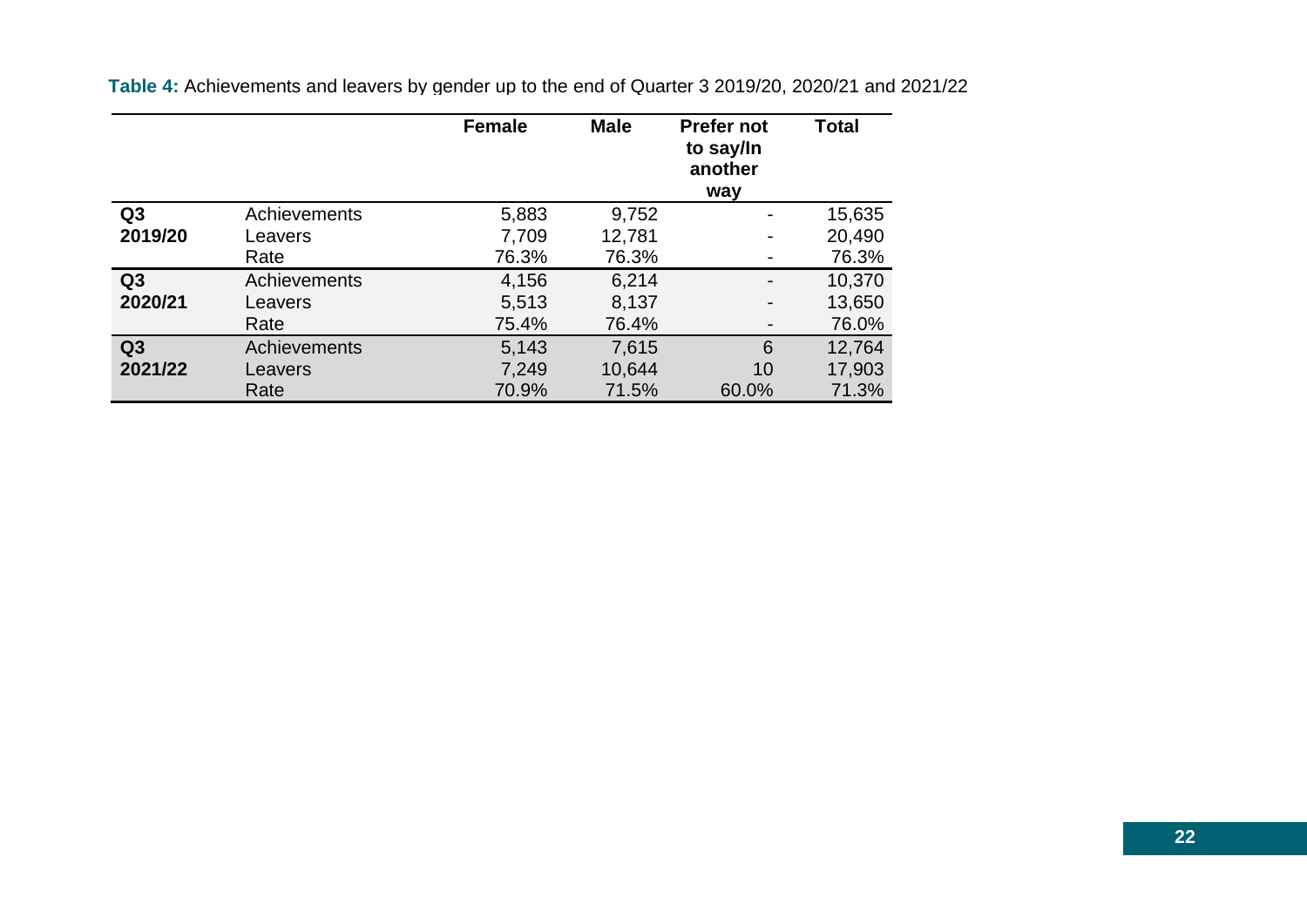**Table 4:** Achievements and leavers by gender up to the end of Quarter 3 2019/20, 2020/21 and 2021/22

| | | Female | Male | Prefer not to say/In another way | Total |
|---|---|---|---|---|---|
| **Q3 2019/20** | Achievements | 5,883 | 9,752 | - | 15,635 |
| | Leavers | 7,709 | 12,781 | - | 20,490 |
| | Rate | 76.3% | 76.3% | - | 76.3% |
| **Q3 2020/21** | Achievements | 4,156 | 6,214 | - | 10,370 |
| | Leavers | 5,513 | 8,137 | - | 13,650 |
| | Rate | 75.4% | 76.4% | - | 76.0% |
| **Q3 2021/22** | Achievements | 5,143 | 7,615 | 6 | 12,764 |
| | Leavers | 7,249 | 10,644 | 10 | 17,903 |
| | Rate | 70.9% | 71.5% | 60.0% | 71.3% |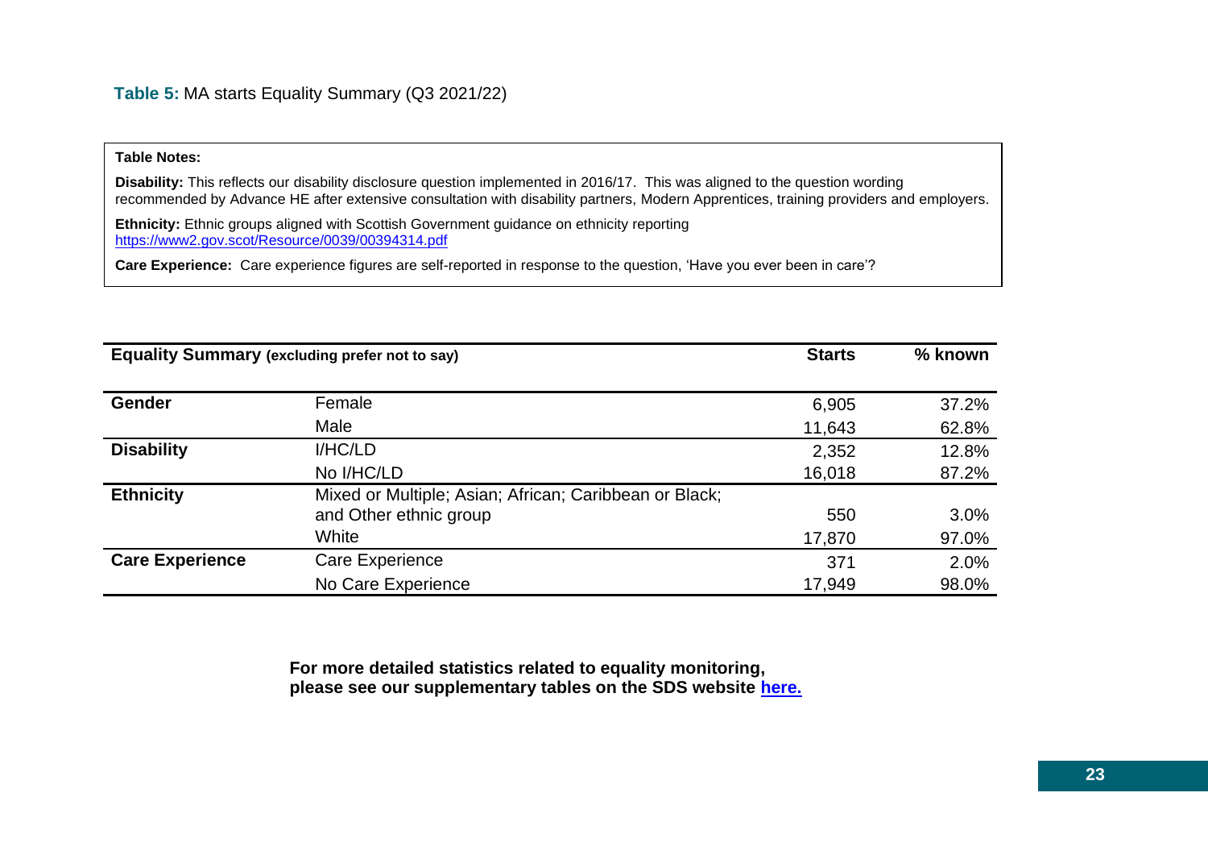**Table 5:** MA starts Equality Summary (Q3 2021/22)

**Table Notes:**

**Disability:** This reflects our disability disclosure question implemented in 2016/17. This was aligned to the question wording recommended by Advance HE after extensive consultation with disability partners, Modern Apprentices, training providers and employers.

**Ethnicity:** Ethnic groups aligned with Scottish Government guidance on ethnicity reporting
https://www2.gov.scot/Resource/0039/00394314.pdf

**Care Experience:** Care experience figures are self-reported in response to the question, 'Have you ever been in care'?

| **Equality Summary (excluding prefer not to say)** | | **Starts** | **% known** |
|---|---|---|---|
| **Gender** | Female | 6,905 | 37.2% |
| | Male | 11,643 | 62.8% |
| **Disability** | I/HC/LD | 2,352 | 12.8% |
| | No I/HC/LD | 16,018 | 87.2% |
| **Ethnicity** | Mixed or Multiple; Asian; African; Caribbean or Black; and Other ethnic group | 550 | 3.0% |
| | White | 17,870 | 97.0% |
| **Care Experience** | Care Experience | 371 | 2.0% |
| | No Care Experience | 17,949 | 98.0% |

**For more detailed statistics related to equality monitoring, please see our supplementary tables on the SDS website here.**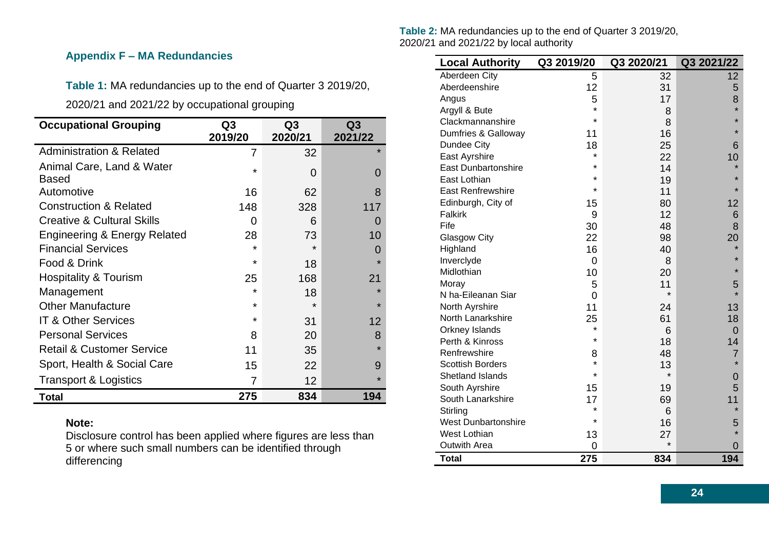## Appendix F – MA Redundancies

**Table 1:** MA redundancies up to the end of Quarter 3 2019/20, 2020/21 and 2021/22 by occupational grouping

| Occupational Grouping | Q3 2019/20 | Q3 2020/21 | Q3 2021/22 |
|---|---|---|---|
| Administration & Related | 7 | 32 | * |
| Animal Care, Land & Water Based | * | 0 | 0 |
| Automotive | 16 | 62 | 8 |
| Construction & Related | 148 | 328 | 117 |
| Creative & Cultural Skills | 0 | 6 | 0 |
| Engineering & Energy Related | 28 | 73 | 10 |
| Financial Services | * | * | 0 |
| Food & Drink | * | 18 | * |
| Hospitality & Tourism | 25 | 168 | 21 |
| Management | * | 18 | * |
| Other Manufacture | * | * | * |
| IT & Other Services | * | 31 | 12 |
| Personal Services | 8 | 20 | 8 |
| Retail & Customer Service | 11 | 35 | * |
| Sport, Health & Social Care | 15 | 22 | 9 |
| Transport & Logistics | 7 | 12 | * |
| **Total** | **275** | **834** | **194** |

**Note:**
Disclosure control has been applied where figures are less than 5 or where such small numbers can be identified through differencing

**Table 2:** MA redundancies up to the end of Quarter 3 2019/20, 2020/21 and 2021/22 by local authority

| Local Authority | Q3 2019/20 | Q3 2020/21 | Q3 2021/22 |
|---|---|---|---|
| Aberdeen City | 5 | 32 | 12 |
| Aberdeenshire | 12 | 31 | 5 |
| Angus | 5 | 17 | 8 |
| Argyll & Bute | * | 8 | * |
| Clackmannanshire | * | 8 | * |
| Dumfries & Galloway | 11 | 16 | * |
| Dundee City | 18 | 25 | 6 |
| East Ayrshire | * | 22 | 10 |
| East Dunbartonshire | * | 14 | * |
| East Lothian | * | 19 | * |
| East Renfrewshire | * | 11 | * |
| Edinburgh, City of | 15 | 80 | 12 |
| Falkirk | 9 | 12 | 6 |
| Fife | 30 | 48 | 8 |
| Glasgow City | 22 | 98 | 20 |
| Highland | 16 | 40 | * |
| Inverclyde | 0 | 8 | * |
| Midlothian | 10 | 20 | * |
| Moray | 5 | 11 | 5 |
| N ha-Eileanan Siar | 0 | * | * |
| North Ayrshire | 11 | 24 | 13 |
| North Lanarkshire | 25 | 61 | 18 |
| Orkney Islands | * | 6 | 0 |
| Perth & Kinross | * | 18 | 14 |
| Renfrewshire | 8 | 48 | 7 |
| Scottish Borders | * | 13 | * |
| Shetland Islands | * | * | 0 |
| South Ayrshire | 15 | 19 | 5 |
| South Lanarkshire | 17 | 69 | 11 |
| Stirling | * | 6 | * |
| West Dunbartonshire | * | 16 | 5 |
| West Lothian | 13 | 27 | * |
| Outwith Area | 0 | * | 0 |
| **Total** | **275** | **834** | **194** |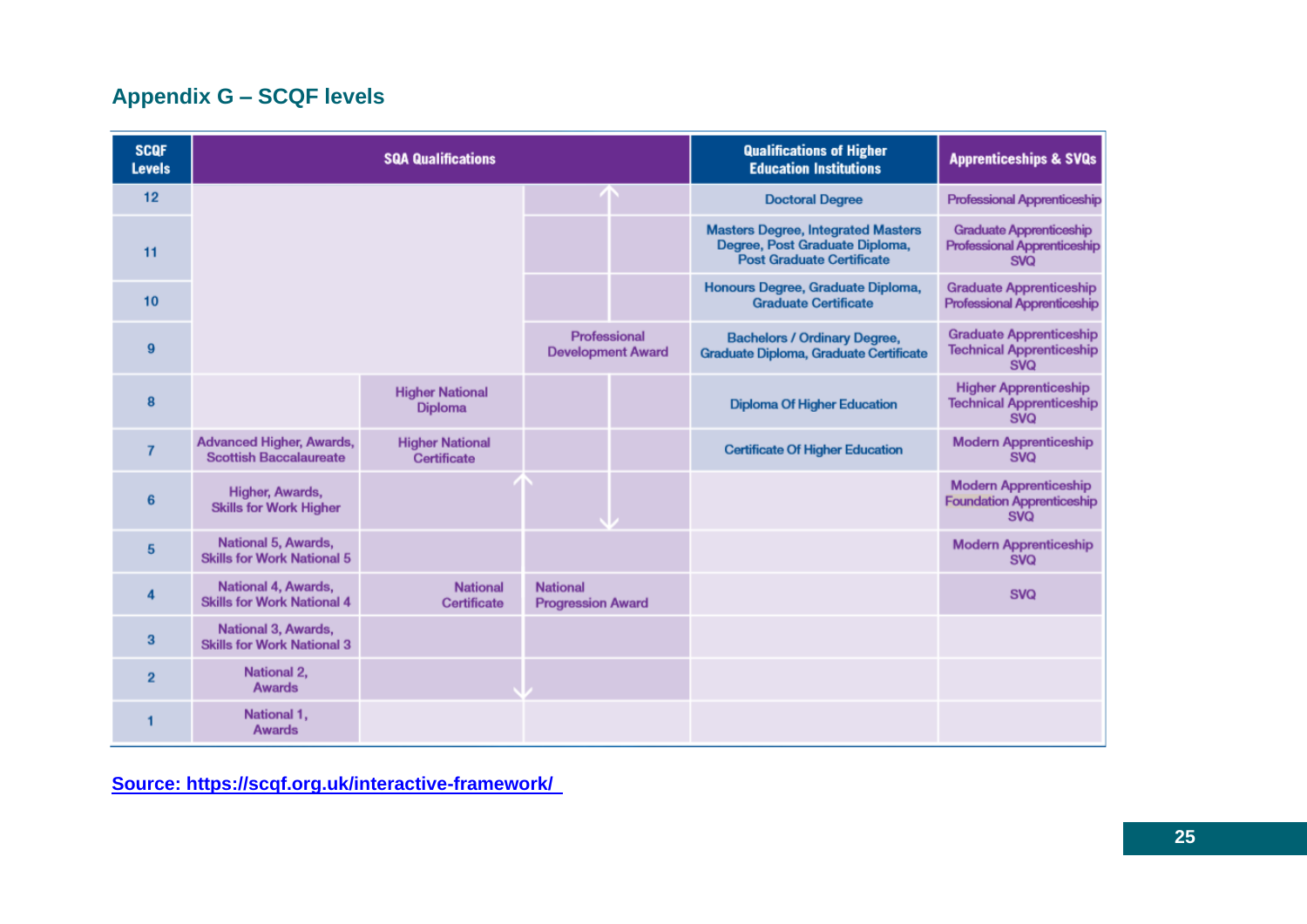## Appendix G – SCQF levels

| SCQF Levels | SQA Qualifications | | | Qualifications of Higher Education Institutions | Apprenticeships & SVQs |
|---|---|---|---|---|---|
| 12 | | | | Doctoral Degree | Professional Apprenticeship |
| 11 | | | | Masters Degree, Integrated Masters Degree, Post Graduate Diploma, Post Graduate Certificate | Graduate Apprenticeship Professional Apprenticeship SVQ |
| 10 | | | | Honours Degree, Graduate Diploma, Graduate Certificate | Graduate Apprenticeship Professional Apprenticeship |
| 9 | | | Professional Development Award | Bachelors / Ordinary Degree, Graduate Diploma, Graduate Certificate | Graduate Apprenticeship Technical Apprenticeship SVQ |
| 8 | | Higher National Diploma | | Diploma Of Higher Education | Higher Apprenticeship Technical Apprenticeship SVQ |
| 7 | Advanced Higher, Awards, Scottish Baccalaureate | Higher National Certificate | | Certificate Of Higher Education | Modern Apprenticeship SVQ |
| 6 | Higher, Awards, Skills for Work Higher | | | | Modern Apprenticeship Foundation Apprenticeship SVQ |
| 5 | National 5, Awards, Skills for Work National 5 | | | | Modern Apprenticeship SVQ |
| 4 | National 4, Awards, Skills for Work National 4 | National Certificate | National Progression Award | | SVQ |
| 3 | National 3, Awards, Skills for Work National 3 | | | | |
| 2 | National 2, Awards | | | | |
| 1 | National 1, Awards | | | | |

[Source: https://scqf.org.uk/interactive-framework/](https://scqf.org.uk/interactive-framework/)